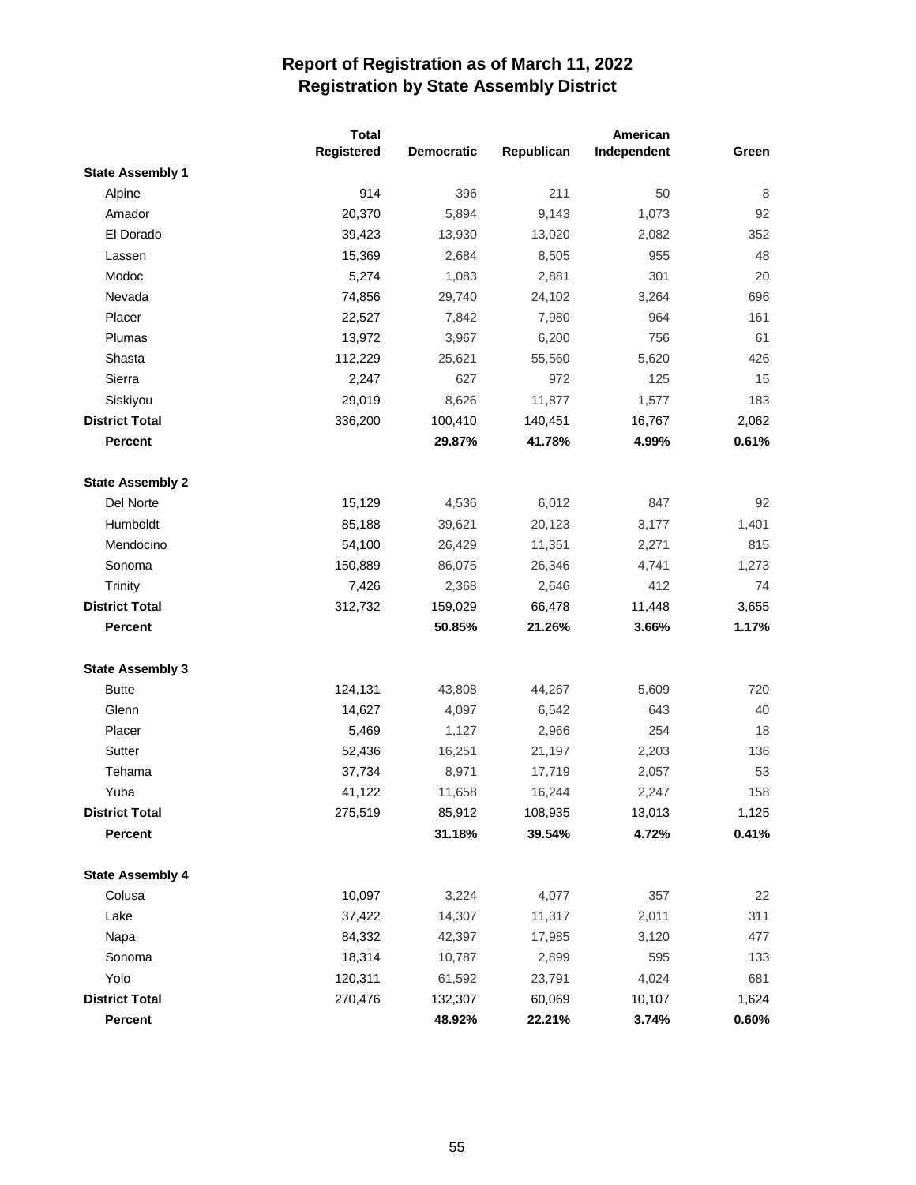# Report of Registration as of March 11, 2022
## Registration by State Assembly District

| | Total Registered | Democratic | Republican | American Independent | Green |
|---|---|---|---|---|---|
| **State Assembly 1** | | | | | |
| Alpine | 914 | 396 | 211 | 50 | 8 |
| Amador | 20,370 | 5,894 | 9,143 | 1,073 | 92 |
| El Dorado | 39,423 | 13,930 | 13,020 | 2,082 | 352 |
| Lassen | 15,369 | 2,684 | 8,505 | 955 | 48 |
| Modoc | 5,274 | 1,083 | 2,881 | 301 | 20 |
| Nevada | 74,856 | 29,740 | 24,102 | 3,264 | 696 |
| Placer | 22,527 | 7,842 | 7,980 | 964 | 161 |
| Plumas | 13,972 | 3,967 | 6,200 | 756 | 61 |
| Shasta | 112,229 | 25,621 | 55,560 | 5,620 | 426 |
| Sierra | 2,247 | 627 | 972 | 125 | 15 |
| Siskiyou | 29,019 | 8,626 | 11,877 | 1,577 | 183 |
| **District Total** | 336,200 | 100,410 | 140,451 | 16,767 | 2,062 |
| **Percent** | | **29.87%** | **41.78%** | **4.99%** | **0.61%** |
| **State Assembly 2** | | | | | |
| Del Norte | 15,129 | 4,536 | 6,012 | 847 | 92 |
| Humboldt | 85,188 | 39,621 | 20,123 | 3,177 | 1,401 |
| Mendocino | 54,100 | 26,429 | 11,351 | 2,271 | 815 |
| Sonoma | 150,889 | 86,075 | 26,346 | 4,741 | 1,273 |
| Trinity | 7,426 | 2,368 | 2,646 | 412 | 74 |
| **District Total** | 312,732 | 159,029 | 66,478 | 11,448 | 3,655 |
| **Percent** | | **50.85%** | **21.26%** | **3.66%** | **1.17%** |
| **State Assembly 3** | | | | | |
| Butte | 124,131 | 43,808 | 44,267 | 5,609 | 720 |
| Glenn | 14,627 | 4,097 | 6,542 | 643 | 40 |
| Placer | 5,469 | 1,127 | 2,966 | 254 | 18 |
| Sutter | 52,436 | 16,251 | 21,197 | 2,203 | 136 |
| Tehama | 37,734 | 8,971 | 17,719 | 2,057 | 53 |
| Yuba | 41,122 | 11,658 | 16,244 | 2,247 | 158 |
| **District Total** | 275,519 | 85,912 | 108,935 | 13,013 | 1,125 |
| **Percent** | | **31.18%** | **39.54%** | **4.72%** | **0.41%** |
| **State Assembly 4** | | | | | |
| Colusa | 10,097 | 3,224 | 4,077 | 357 | 22 |
| Lake | 37,422 | 14,307 | 11,317 | 2,011 | 311 |
| Napa | 84,332 | 42,397 | 17,985 | 3,120 | 477 |
| Sonoma | 18,314 | 10,787 | 2,899 | 595 | 133 |
| Yolo | 120,311 | 61,592 | 23,791 | 4,024 | 681 |
| **District Total** | 270,476 | 132,307 | 60,069 | 10,107 | 1,624 |
| **Percent** | | **48.92%** | **22.21%** | **3.74%** | **0.60%** |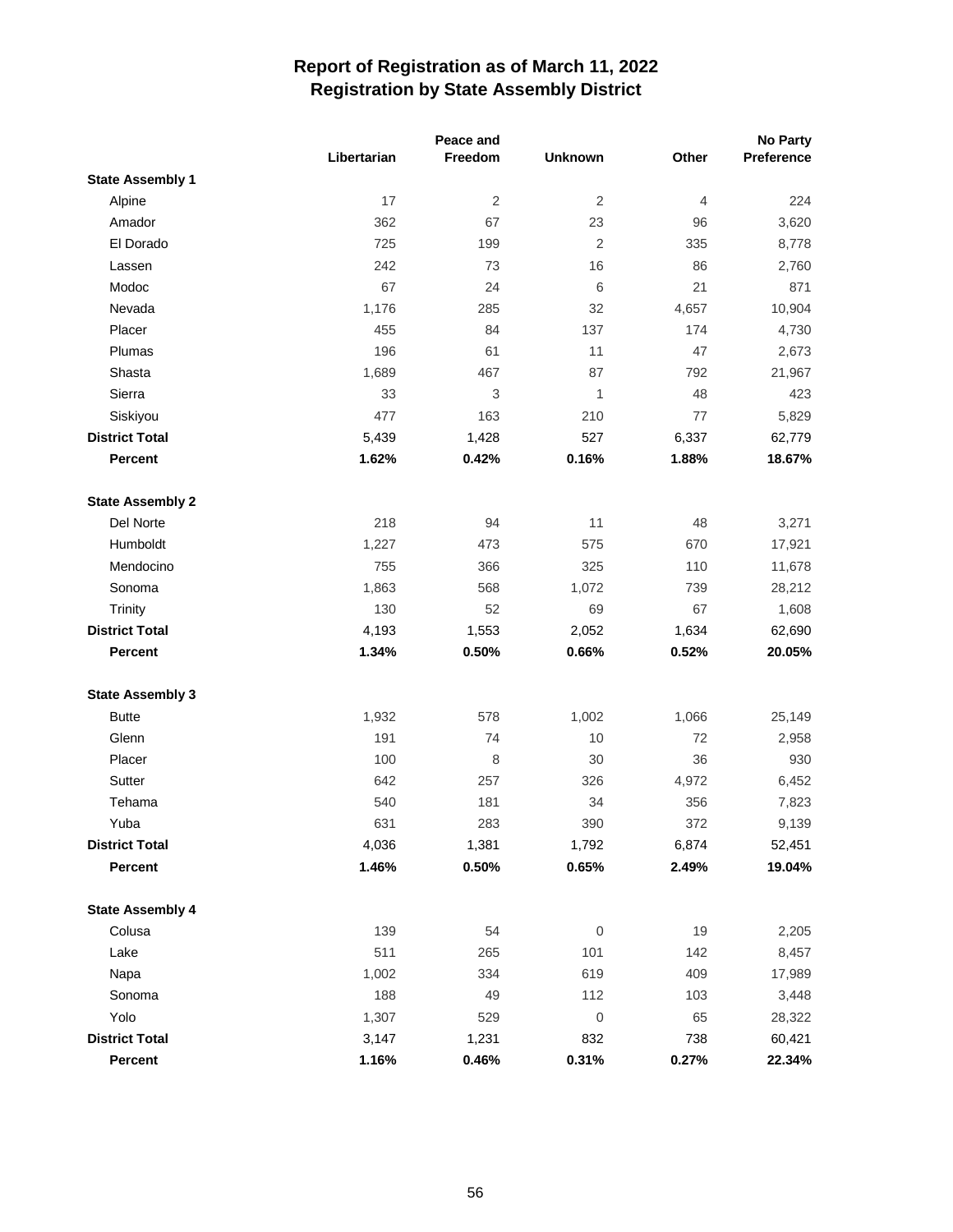# Report of Registration as of March 11, 2022
## Registration by State Assembly District

| | Libertarian | Peace and Freedom | Unknown | Other | No Party Preference |
|---|---|---|---|---|---|
| **State Assembly 1** | | | | | |
| Alpine | 17 | 2 | 2 | 4 | 224 |
| Amador | 362 | 67 | 23 | 96 | 3,620 |
| El Dorado | 725 | 199 | 2 | 335 | 8,778 |
| Lassen | 242 | 73 | 16 | 86 | 2,760 |
| Modoc | 67 | 24 | 6 | 21 | 871 |
| Nevada | 1,176 | 285 | 32 | 4,657 | 10,904 |
| Placer | 455 | 84 | 137 | 174 | 4,730 |
| Plumas | 196 | 61 | 11 | 47 | 2,673 |
| Shasta | 1,689 | 467 | 87 | 792 | 21,967 |
| Sierra | 33 | 3 | 1 | 48 | 423 |
| Siskiyou | 477 | 163 | 210 | 77 | 5,829 |
| **District Total** | **5,439** | **1,428** | **527** | **6,337** | **62,779** |
| **Percent** | **1.62%** | **0.42%** | **0.16%** | **1.88%** | **18.67%** |
| **State Assembly 2** | | | | | |
| Del Norte | 218 | 94 | 11 | 48 | 3,271 |
| Humboldt | 1,227 | 473 | 575 | 670 | 17,921 |
| Mendocino | 755 | 366 | 325 | 110 | 11,678 |
| Sonoma | 1,863 | 568 | 1,072 | 739 | 28,212 |
| Trinity | 130 | 52 | 69 | 67 | 1,608 |
| **District Total** | **4,193** | **1,553** | **2,052** | **1,634** | **62,690** |
| **Percent** | **1.34%** | **0.50%** | **0.66%** | **0.52%** | **20.05%** |
| **State Assembly 3** | | | | | |
| Butte | 1,932 | 578 | 1,002 | 1,066 | 25,149 |
| Glenn | 191 | 74 | 10 | 72 | 2,958 |
| Placer | 100 | 8 | 30 | 36 | 930 |
| Sutter | 642 | 257 | 326 | 4,972 | 6,452 |
| Tehama | 540 | 181 | 34 | 356 | 7,823 |
| Yuba | 631 | 283 | 390 | 372 | 9,139 |
| **District Total** | **4,036** | **1,381** | **1,792** | **6,874** | **52,451** |
| **Percent** | **1.46%** | **0.50%** | **0.65%** | **2.49%** | **19.04%** |
| **State Assembly 4** | | | | | |
| Colusa | 139 | 54 | 0 | 19 | 2,205 |
| Lake | 511 | 265 | 101 | 142 | 8,457 |
| Napa | 1,002 | 334 | 619 | 409 | 17,989 |
| Sonoma | 188 | 49 | 112 | 103 | 3,448 |
| Yolo | 1,307 | 529 | 0 | 65 | 28,322 |
| **District Total** | **3,147** | **1,231** | **832** | **738** | **60,421** |
| **Percent** | **1.16%** | **0.46%** | **0.31%** | **0.27%** | **22.34%** |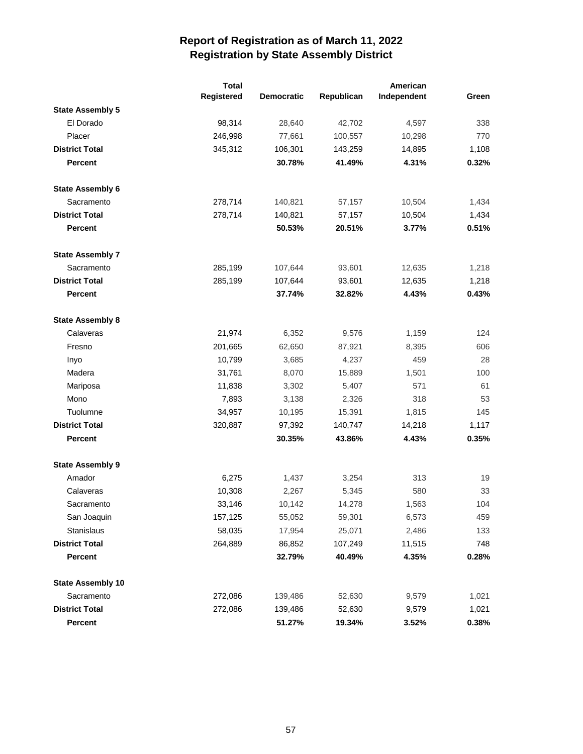# Report of Registration as of March 11, 2022
## Registration by State Assembly District

| | Total Registered | Democratic | Republican | American Independent | Green |
|---|---|---|---|---|---|
| **State Assembly 5** | | | | | |
| El Dorado | 98,314 | 28,640 | 42,702 | 4,597 | 338 |
| Placer | 246,998 | 77,661 | 100,557 | 10,298 | 770 |
| **District Total** | 345,312 | 106,301 | 143,259 | 14,895 | 1,108 |
| **Percent** | | **30.78%** | **41.49%** | **4.31%** | **0.32%** |
| **State Assembly 6** | | | | | |
| Sacramento | 278,714 | 140,821 | 57,157 | 10,504 | 1,434 |
| **District Total** | 278,714 | 140,821 | 57,157 | 10,504 | 1,434 |
| **Percent** | | **50.53%** | **20.51%** | **3.77%** | **0.51%** |
| **State Assembly 7** | | | | | |
| Sacramento | 285,199 | 107,644 | 93,601 | 12,635 | 1,218 |
| **District Total** | 285,199 | 107,644 | 93,601 | 12,635 | 1,218 |
| **Percent** | | **37.74%** | **32.82%** | **4.43%** | **0.43%** |
| **State Assembly 8** | | | | | |
| Calaveras | 21,974 | 6,352 | 9,576 | 1,159 | 124 |
| Fresno | 201,665 | 62,650 | 87,921 | 8,395 | 606 |
| Inyo | 10,799 | 3,685 | 4,237 | 459 | 28 |
| Madera | 31,761 | 8,070 | 15,889 | 1,501 | 100 |
| Mariposa | 11,838 | 3,302 | 5,407 | 571 | 61 |
| Mono | 7,893 | 3,138 | 2,326 | 318 | 53 |
| Tuolumne | 34,957 | 10,195 | 15,391 | 1,815 | 145 |
| **District Total** | 320,887 | 97,392 | 140,747 | 14,218 | 1,117 |
| **Percent** | | **30.35%** | **43.86%** | **4.43%** | **0.35%** |
| **State Assembly 9** | | | | | |
| Amador | 6,275 | 1,437 | 3,254 | 313 | 19 |
| Calaveras | 10,308 | 2,267 | 5,345 | 580 | 33 |
| Sacramento | 33,146 | 10,142 | 14,278 | 1,563 | 104 |
| San Joaquin | 157,125 | 55,052 | 59,301 | 6,573 | 459 |
| Stanislaus | 58,035 | 17,954 | 25,071 | 2,486 | 133 |
| **District Total** | 264,889 | 86,852 | 107,249 | 11,515 | 748 |
| **Percent** | | **32.79%** | **40.49%** | **4.35%** | **0.28%** |
| **State Assembly 10** | | | | | |
| Sacramento | 272,086 | 139,486 | 52,630 | 9,579 | 1,021 |
| **District Total** | 272,086 | 139,486 | 52,630 | 9,579 | 1,021 |
| **Percent** | | **51.27%** | **19.34%** | **3.52%** | **0.38%** |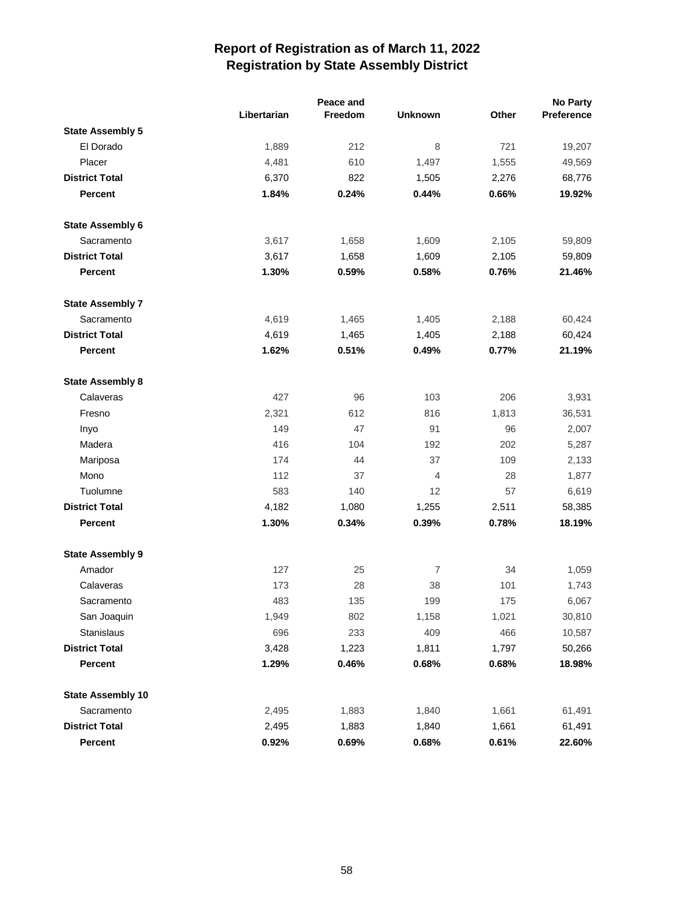# Report of Registration as of March 11, 2022
## Registration by State Assembly District

| | Libertarian | Peace and Freedom | Unknown | Other | No Party Preference |
|---|---|---|---|---|---|
| **State Assembly 5** | | | | | |
| El Dorado | 1,889 | 212 | 8 | 721 | 19,207 |
| Placer | 4,481 | 610 | 1,497 | 1,555 | 49,569 |
| **District Total** | 6,370 | 822 | 1,505 | 2,276 | 68,776 |
| **Percent** | **1.84%** | **0.24%** | **0.44%** | **0.66%** | **19.92%** |
| **State Assembly 6** | | | | | |
| Sacramento | 3,617 | 1,658 | 1,609 | 2,105 | 59,809 |
| **District Total** | 3,617 | 1,658 | 1,609 | 2,105 | 59,809 |
| **Percent** | **1.30%** | **0.59%** | **0.58%** | **0.76%** | **21.46%** |
| **State Assembly 7** | | | | | |
| Sacramento | 4,619 | 1,465 | 1,405 | 2,188 | 60,424 |
| **District Total** | 4,619 | 1,465 | 1,405 | 2,188 | 60,424 |
| **Percent** | **1.62%** | **0.51%** | **0.49%** | **0.77%** | **21.19%** |
| **State Assembly 8** | | | | | |
| Calaveras | 427 | 96 | 103 | 206 | 3,931 |
| Fresno | 2,321 | 612 | 816 | 1,813 | 36,531 |
| Inyo | 149 | 47 | 91 | 96 | 2,007 |
| Madera | 416 | 104 | 192 | 202 | 5,287 |
| Mariposa | 174 | 44 | 37 | 109 | 2,133 |
| Mono | 112 | 37 | 4 | 28 | 1,877 |
| Tuolumne | 583 | 140 | 12 | 57 | 6,619 |
| **District Total** | 4,182 | 1,080 | 1,255 | 2,511 | 58,385 |
| **Percent** | **1.30%** | **0.34%** | **0.39%** | **0.78%** | **18.19%** |
| **State Assembly 9** | | | | | |
| Amador | 127 | 25 | 7 | 34 | 1,059 |
| Calaveras | 173 | 28 | 38 | 101 | 1,743 |
| Sacramento | 483 | 135 | 199 | 175 | 6,067 |
| San Joaquin | 1,949 | 802 | 1,158 | 1,021 | 30,810 |
| Stanislaus | 696 | 233 | 409 | 466 | 10,587 |
| **District Total** | 3,428 | 1,223 | 1,811 | 1,797 | 50,266 |
| **Percent** | **1.29%** | **0.46%** | **0.68%** | **0.68%** | **18.98%** |
| **State Assembly 10** | | | | | |
| Sacramento | 2,495 | 1,883 | 1,840 | 1,661 | 61,491 |
| **District Total** | 2,495 | 1,883 | 1,840 | 1,661 | 61,491 |
| **Percent** | **0.92%** | **0.69%** | **0.68%** | **0.61%** | **22.60%** |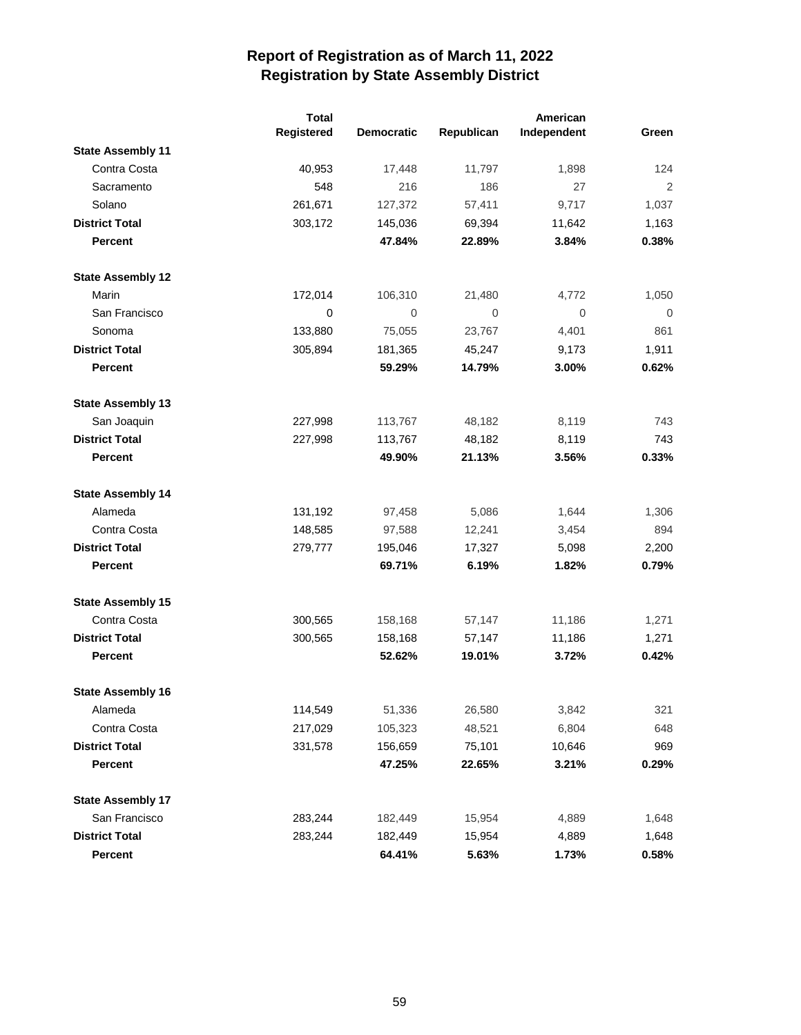# Report of Registration as of March 11, 2022
## Registration by State Assembly District

| | Total Registered | Democratic | Republican | American Independent | Green |
|---|---|---|---|---|---|
| **State Assembly 11** | | | | | |
| Contra Costa | 40,953 | 17,448 | 11,797 | 1,898 | 124 |
| Sacramento | 548 | 216 | 186 | 27 | 2 |
| Solano | 261,671 | 127,372 | 57,411 | 9,717 | 1,037 |
| **District Total** | 303,172 | 145,036 | 69,394 | 11,642 | 1,163 |
| **Percent** | | **47.84%** | **22.89%** | **3.84%** | **0.38%** |
| **State Assembly 12** | | | | | |
| Marin | 172,014 | 106,310 | 21,480 | 4,772 | 1,050 |
| San Francisco | 0 | 0 | 0 | 0 | 0 |
| Sonoma | 133,880 | 75,055 | 23,767 | 4,401 | 861 |
| **District Total** | 305,894 | 181,365 | 45,247 | 9,173 | 1,911 |
| **Percent** | | **59.29%** | **14.79%** | **3.00%** | **0.62%** |
| **State Assembly 13** | | | | | |
| San Joaquin | 227,998 | 113,767 | 48,182 | 8,119 | 743 |
| **District Total** | 227,998 | 113,767 | 48,182 | 8,119 | 743 |
| **Percent** | | **49.90%** | **21.13%** | **3.56%** | **0.33%** |
| **State Assembly 14** | | | | | |
| Alameda | 131,192 | 97,458 | 5,086 | 1,644 | 1,306 |
| Contra Costa | 148,585 | 97,588 | 12,241 | 3,454 | 894 |
| **District Total** | 279,777 | 195,046 | 17,327 | 5,098 | 2,200 |
| **Percent** | | **69.71%** | **6.19%** | **1.82%** | **0.79%** |
| **State Assembly 15** | | | | | |
| Contra Costa | 300,565 | 158,168 | 57,147 | 11,186 | 1,271 |
| **District Total** | 300,565 | 158,168 | 57,147 | 11,186 | 1,271 |
| **Percent** | | **52.62%** | **19.01%** | **3.72%** | **0.42%** |
| **State Assembly 16** | | | | | |
| Alameda | 114,549 | 51,336 | 26,580 | 3,842 | 321 |
| Contra Costa | 217,029 | 105,323 | 48,521 | 6,804 | 648 |
| **District Total** | 331,578 | 156,659 | 75,101 | 10,646 | 969 |
| **Percent** | | **47.25%** | **22.65%** | **3.21%** | **0.29%** |
| **State Assembly 17** | | | | | |
| San Francisco | 283,244 | 182,449 | 15,954 | 4,889 | 1,648 |
| **District Total** | 283,244 | 182,449 | 15,954 | 4,889 | 1,648 |
| **Percent** | | **64.41%** | **5.63%** | **1.73%** | **0.58%** |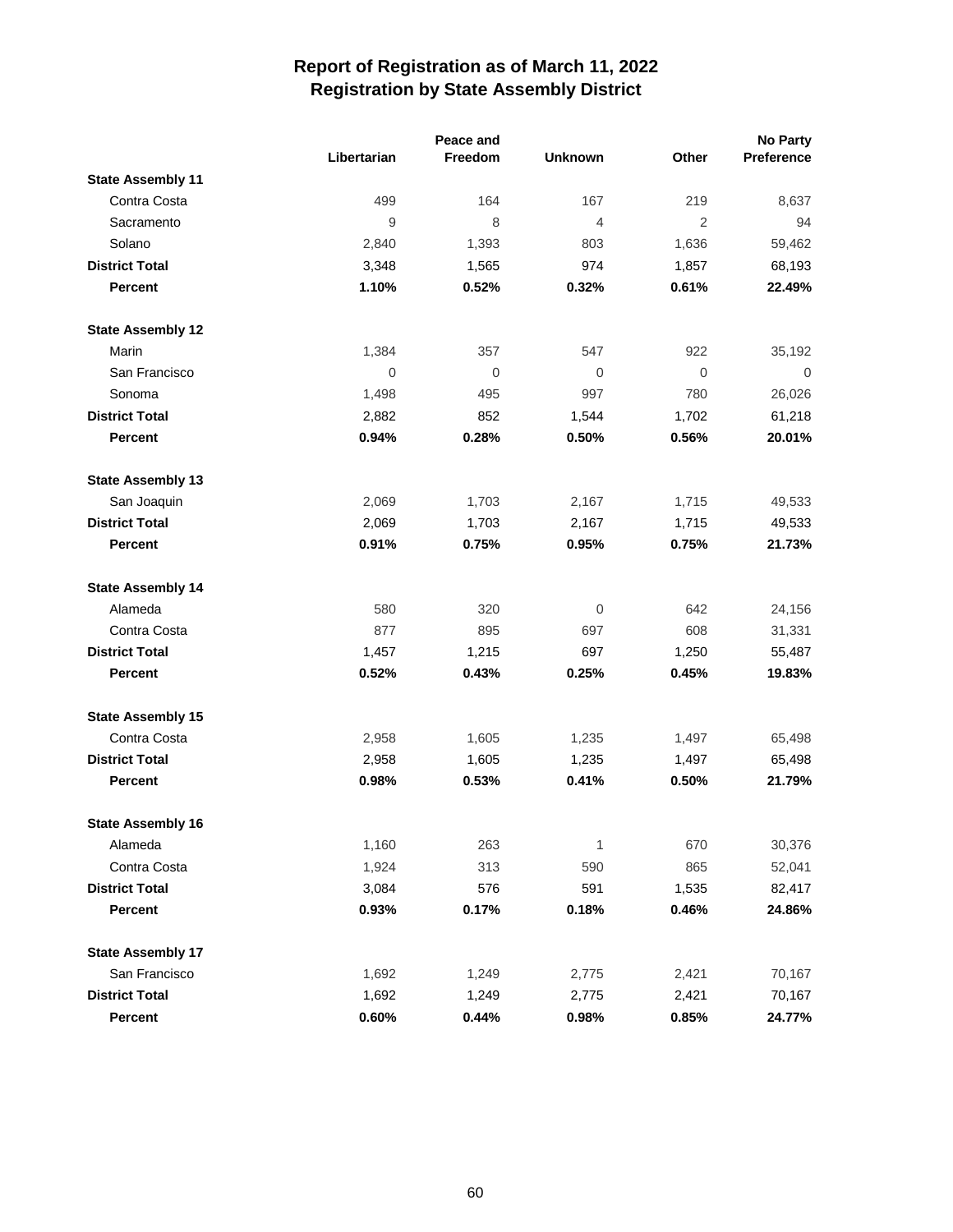# Report of Registration as of March 11, 2022
## Registration by State Assembly District

| | Libertarian | Peace and Freedom | Unknown | Other | No Party Preference |
|---|---|---|---|---|---|
| **State Assembly 11** | | | | | |
| Contra Costa | 499 | 164 | 167 | 219 | 8,637 |
| Sacramento | 9 | 8 | 4 | 2 | 94 |
| Solano | 2,840 | 1,393 | 803 | 1,636 | 59,462 |
| **District Total** | 3,348 | 1,565 | 974 | 1,857 | 68,193 |
| **Percent** | **1.10%** | **0.52%** | **0.32%** | **0.61%** | **22.49%** |
| **State Assembly 12** | | | | | |
| Marin | 1,384 | 357 | 547 | 922 | 35,192 |
| San Francisco | 0 | 0 | 0 | 0 | 0 |
| Sonoma | 1,498 | 495 | 997 | 780 | 26,026 |
| **District Total** | 2,882 | 852 | 1,544 | 1,702 | 61,218 |
| **Percent** | **0.94%** | **0.28%** | **0.50%** | **0.56%** | **20.01%** |
| **State Assembly 13** | | | | | |
| San Joaquin | 2,069 | 1,703 | 2,167 | 1,715 | 49,533 |
| **District Total** | 2,069 | 1,703 | 2,167 | 1,715 | 49,533 |
| **Percent** | **0.91%** | **0.75%** | **0.95%** | **0.75%** | **21.73%** |
| **State Assembly 14** | | | | | |
| Alameda | 580 | 320 | 0 | 642 | 24,156 |
| Contra Costa | 877 | 895 | 697 | 608 | 31,331 |
| **District Total** | 1,457 | 1,215 | 697 | 1,250 | 55,487 |
| **Percent** | **0.52%** | **0.43%** | **0.25%** | **0.45%** | **19.83%** |
| **State Assembly 15** | | | | | |
| Contra Costa | 2,958 | 1,605 | 1,235 | 1,497 | 65,498 |
| **District Total** | 2,958 | 1,605 | 1,235 | 1,497 | 65,498 |
| **Percent** | **0.98%** | **0.53%** | **0.41%** | **0.50%** | **21.79%** |
| **State Assembly 16** | | | | | |
| Alameda | 1,160 | 263 | 1 | 670 | 30,376 |
| Contra Costa | 1,924 | 313 | 590 | 865 | 52,041 |
| **District Total** | 3,084 | 576 | 591 | 1,535 | 82,417 |
| **Percent** | **0.93%** | **0.17%** | **0.18%** | **0.46%** | **24.86%** |
| **State Assembly 17** | | | | | |
| San Francisco | 1,692 | 1,249 | 2,775 | 2,421 | 70,167 |
| **District Total** | 1,692 | 1,249 | 2,775 | 2,421 | 70,167 |
| **Percent** | **0.60%** | **0.44%** | **0.98%** | **0.85%** | **24.77%** |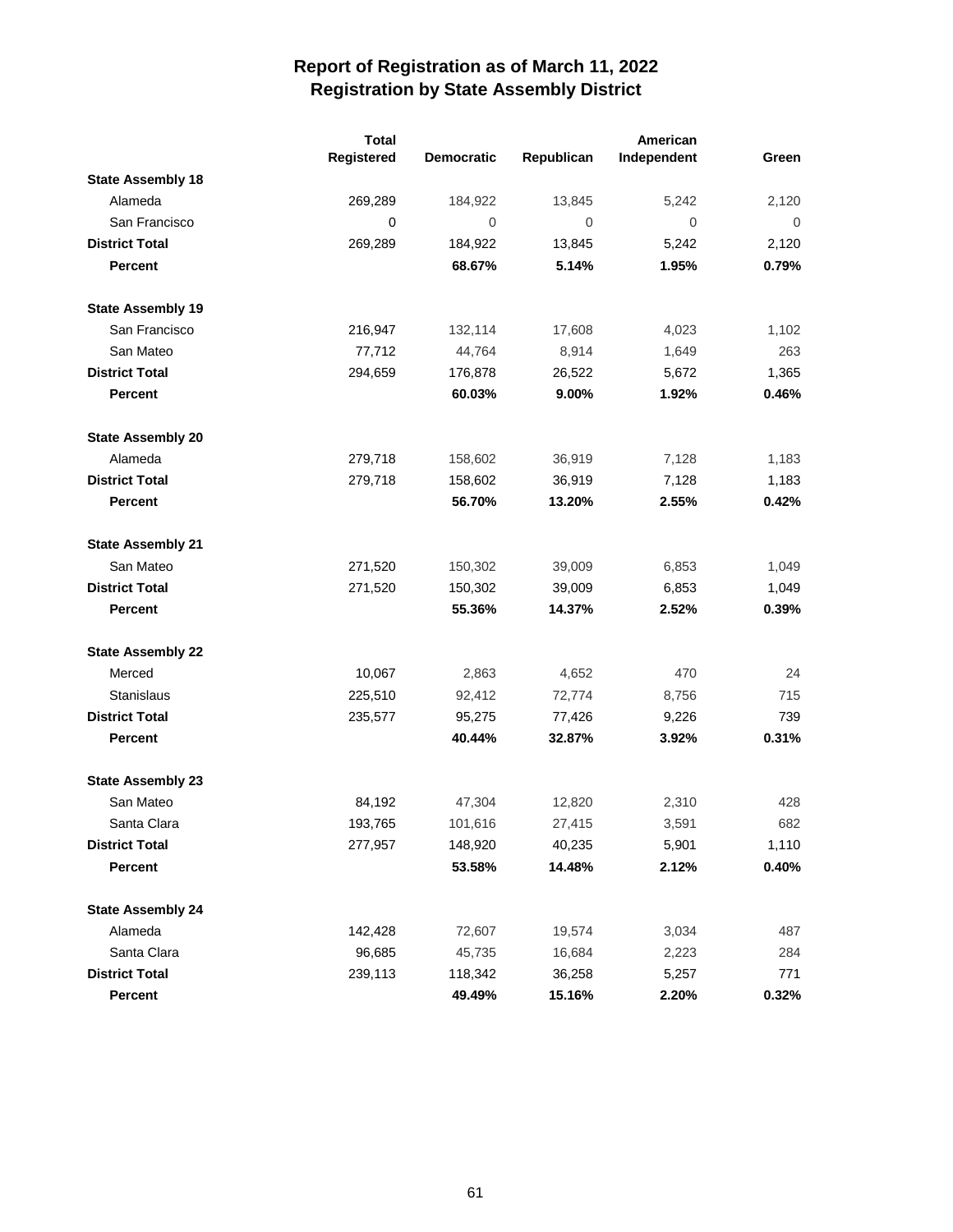# Report of Registration as of March 11, 2022
## Registration by State Assembly District

| | Total Registered | Democratic | Republican | American Independent | Green |
|---|---|---|---|---|---|
| **State Assembly 18** | | | | | |
| Alameda | 269,289 | 184,922 | 13,845 | 5,242 | 2,120 |
| San Francisco | 0 | 0 | 0 | 0 | 0 |
| **District Total** | 269,289 | 184,922 | 13,845 | 5,242 | 2,120 |
| **Percent** | | **68.67%** | **5.14%** | **1.95%** | **0.79%** |
| **State Assembly 19** | | | | | |
| San Francisco | 216,947 | 132,114 | 17,608 | 4,023 | 1,102 |
| San Mateo | 77,712 | 44,764 | 8,914 | 1,649 | 263 |
| **District Total** | 294,659 | 176,878 | 26,522 | 5,672 | 1,365 |
| **Percent** | | **60.03%** | **9.00%** | **1.92%** | **0.46%** |
| **State Assembly 20** | | | | | |
| Alameda | 279,718 | 158,602 | 36,919 | 7,128 | 1,183 |
| **District Total** | 279,718 | 158,602 | 36,919 | 7,128 | 1,183 |
| **Percent** | | **56.70%** | **13.20%** | **2.55%** | **0.42%** |
| **State Assembly 21** | | | | | |
| San Mateo | 271,520 | 150,302 | 39,009 | 6,853 | 1,049 |
| **District Total** | 271,520 | 150,302 | 39,009 | 6,853 | 1,049 |
| **Percent** | | **55.36%** | **14.37%** | **2.52%** | **0.39%** |
| **State Assembly 22** | | | | | |
| Merced | 10,067 | 2,863 | 4,652 | 470 | 24 |
| Stanislaus | 225,510 | 92,412 | 72,774 | 8,756 | 715 |
| **District Total** | 235,577 | 95,275 | 77,426 | 9,226 | 739 |
| **Percent** | | **40.44%** | **32.87%** | **3.92%** | **0.31%** |
| **State Assembly 23** | | | | | |
| San Mateo | 84,192 | 47,304 | 12,820 | 2,310 | 428 |
| Santa Clara | 193,765 | 101,616 | 27,415 | 3,591 | 682 |
| **District Total** | 277,957 | 148,920 | 40,235 | 5,901 | 1,110 |
| **Percent** | | **53.58%** | **14.48%** | **2.12%** | **0.40%** |
| **State Assembly 24** | | | | | |
| Alameda | 142,428 | 72,607 | 19,574 | 3,034 | 487 |
| Santa Clara | 96,685 | 45,735 | 16,684 | 2,223 | 284 |
| **District Total** | 239,113 | 118,342 | 36,258 | 5,257 | 771 |
| **Percent** | | **49.49%** | **15.16%** | **2.20%** | **0.32%** |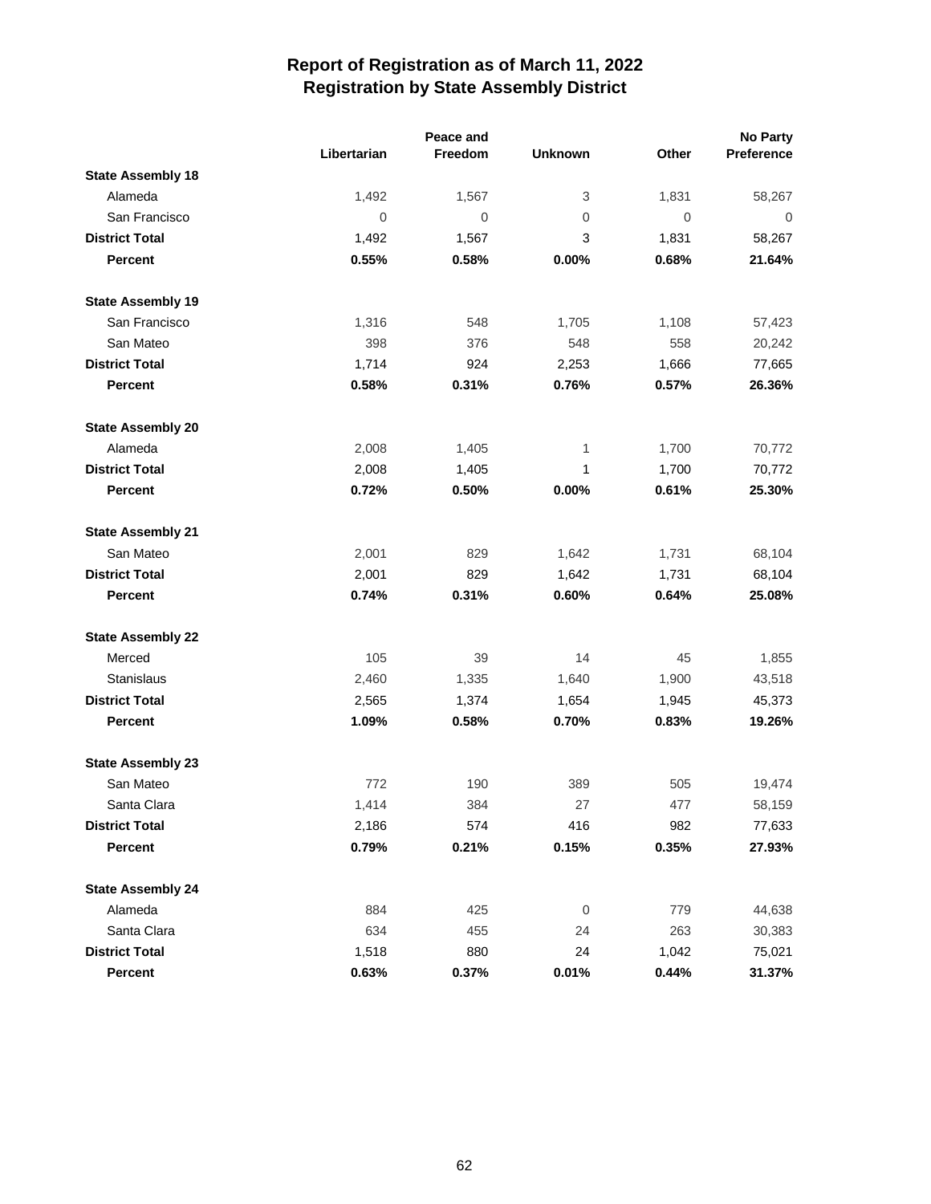# Report of Registration as of March 11, 2022
## Registration by State Assembly District

| | Libertarian | Peace and Freedom | Unknown | Other | No Party Preference |
|---|---|---|---|---|---|
| **State Assembly 18** | | | | | |
| Alameda | 1,492 | 1,567 | 3 | 1,831 | 58,267 |
| San Francisco | 0 | 0 | 0 | 0 | 0 |
| **District Total** | 1,492 | 1,567 | 3 | 1,831 | 58,267 |
| **Percent** | **0.55%** | **0.58%** | **0.00%** | **0.68%** | **21.64%** |
| **State Assembly 19** | | | | | |
| San Francisco | 1,316 | 548 | 1,705 | 1,108 | 57,423 |
| San Mateo | 398 | 376 | 548 | 558 | 20,242 |
| **District Total** | 1,714 | 924 | 2,253 | 1,666 | 77,665 |
| **Percent** | **0.58%** | **0.31%** | **0.76%** | **0.57%** | **26.36%** |
| **State Assembly 20** | | | | | |
| Alameda | 2,008 | 1,405 | 1 | 1,700 | 70,772 |
| **District Total** | 2,008 | 1,405 | 1 | 1,700 | 70,772 |
| **Percent** | **0.72%** | **0.50%** | **0.00%** | **0.61%** | **25.30%** |
| **State Assembly 21** | | | | | |
| San Mateo | 2,001 | 829 | 1,642 | 1,731 | 68,104 |
| **District Total** | 2,001 | 829 | 1,642 | 1,731 | 68,104 |
| **Percent** | **0.74%** | **0.31%** | **0.60%** | **0.64%** | **25.08%** |
| **State Assembly 22** | | | | | |
| Merced | 105 | 39 | 14 | 45 | 1,855 |
| Stanislaus | 2,460 | 1,335 | 1,640 | 1,900 | 43,518 |
| **District Total** | 2,565 | 1,374 | 1,654 | 1,945 | 45,373 |
| **Percent** | **1.09%** | **0.58%** | **0.70%** | **0.83%** | **19.26%** |
| **State Assembly 23** | | | | | |
| San Mateo | 772 | 190 | 389 | 505 | 19,474 |
| Santa Clara | 1,414 | 384 | 27 | 477 | 58,159 |
| **District Total** | 2,186 | 574 | 416 | 982 | 77,633 |
| **Percent** | **0.79%** | **0.21%** | **0.15%** | **0.35%** | **27.93%** |
| **State Assembly 24** | | | | | |
| Alameda | 884 | 425 | 0 | 779 | 44,638 |
| Santa Clara | 634 | 455 | 24 | 263 | 30,383 |
| **District Total** | 1,518 | 880 | 24 | 1,042 | 75,021 |
| **Percent** | **0.63%** | **0.37%** | **0.01%** | **0.44%** | **31.37%** |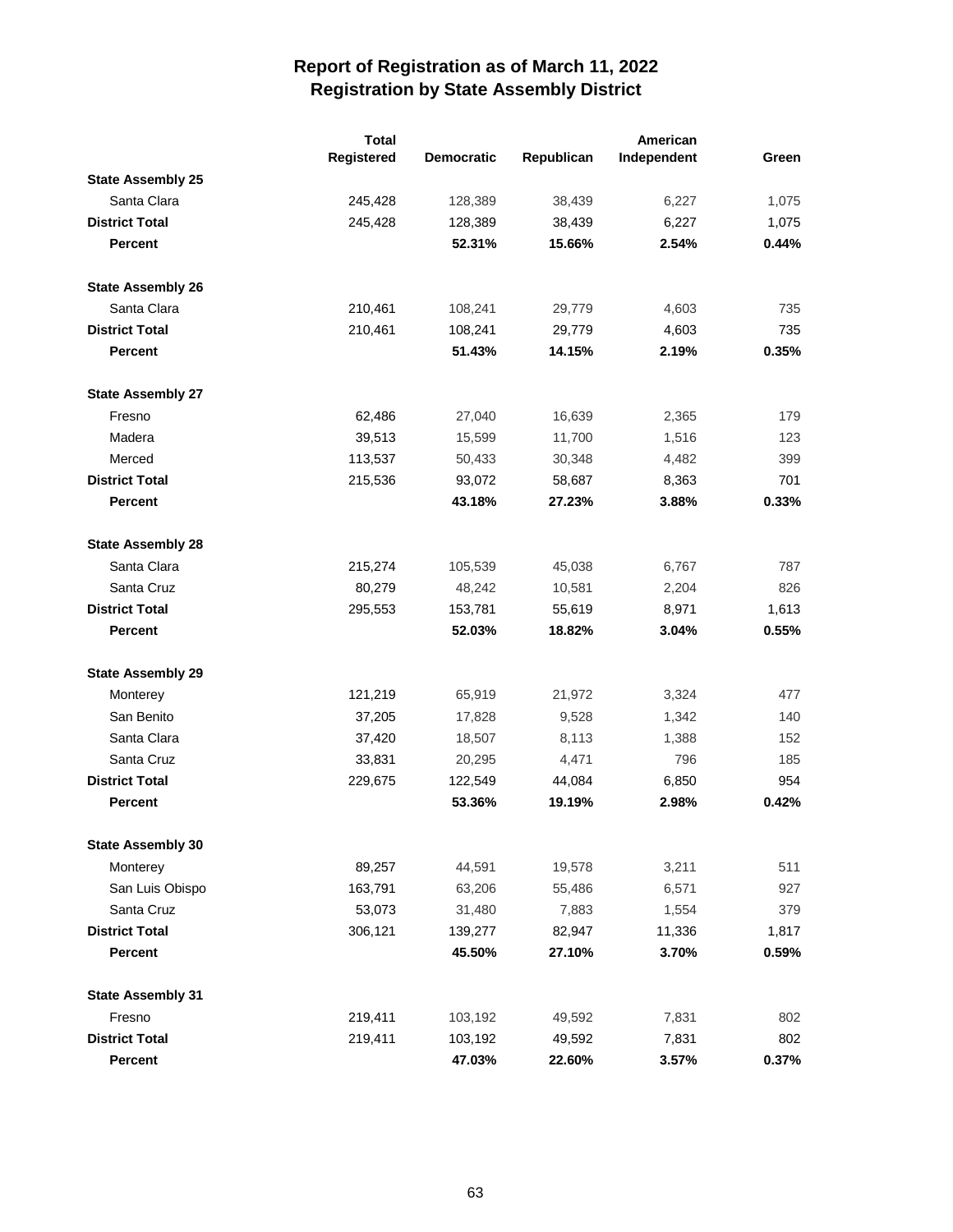# Report of Registration as of March 11, 2022
## Registration by State Assembly District

| | Total Registered | Democratic | Republican | American Independent | Green |
|---|---|---|---|---|---|
| **State Assembly 25** | | | | | |
| Santa Clara | 245,428 | 128,389 | 38,439 | 6,227 | 1,075 |
| **District Total** | 245,428 | 128,389 | 38,439 | 6,227 | 1,075 |
| **Percent** | | **52.31%** | **15.66%** | **2.54%** | **0.44%** |
| **State Assembly 26** | | | | | |
| Santa Clara | 210,461 | 108,241 | 29,779 | 4,603 | 735 |
| **District Total** | 210,461 | 108,241 | 29,779 | 4,603 | 735 |
| **Percent** | | **51.43%** | **14.15%** | **2.19%** | **0.35%** |
| **State Assembly 27** | | | | | |
| Fresno | 62,486 | 27,040 | 16,639 | 2,365 | 179 |
| Madera | 39,513 | 15,599 | 11,700 | 1,516 | 123 |
| Merced | 113,537 | 50,433 | 30,348 | 4,482 | 399 |
| **District Total** | 215,536 | 93,072 | 58,687 | 8,363 | 701 |
| **Percent** | | **43.18%** | **27.23%** | **3.88%** | **0.33%** |
| **State Assembly 28** | | | | | |
| Santa Clara | 215,274 | 105,539 | 45,038 | 6,767 | 787 |
| Santa Cruz | 80,279 | 48,242 | 10,581 | 2,204 | 826 |
| **District Total** | 295,553 | 153,781 | 55,619 | 8,971 | 1,613 |
| **Percent** | | **52.03%** | **18.82%** | **3.04%** | **0.55%** |
| **State Assembly 29** | | | | | |
| Monterey | 121,219 | 65,919 | 21,972 | 3,324 | 477 |
| San Benito | 37,205 | 17,828 | 9,528 | 1,342 | 140 |
| Santa Clara | 37,420 | 18,507 | 8,113 | 1,388 | 152 |
| Santa Cruz | 33,831 | 20,295 | 4,471 | 796 | 185 |
| **District Total** | 229,675 | 122,549 | 44,084 | 6,850 | 954 |
| **Percent** | | **53.36%** | **19.19%** | **2.98%** | **0.42%** |
| **State Assembly 30** | | | | | |
| Monterey | 89,257 | 44,591 | 19,578 | 3,211 | 511 |
| San Luis Obispo | 163,791 | 63,206 | 55,486 | 6,571 | 927 |
| Santa Cruz | 53,073 | 31,480 | 7,883 | 1,554 | 379 |
| **District Total** | 306,121 | 139,277 | 82,947 | 11,336 | 1,817 |
| **Percent** | | **45.50%** | **27.10%** | **3.70%** | **0.59%** |
| **State Assembly 31** | | | | | |
| Fresno | 219,411 | 103,192 | 49,592 | 7,831 | 802 |
| **District Total** | 219,411 | 103,192 | 49,592 | 7,831 | 802 |
| **Percent** | | **47.03%** | **22.60%** | **3.57%** | **0.37%** |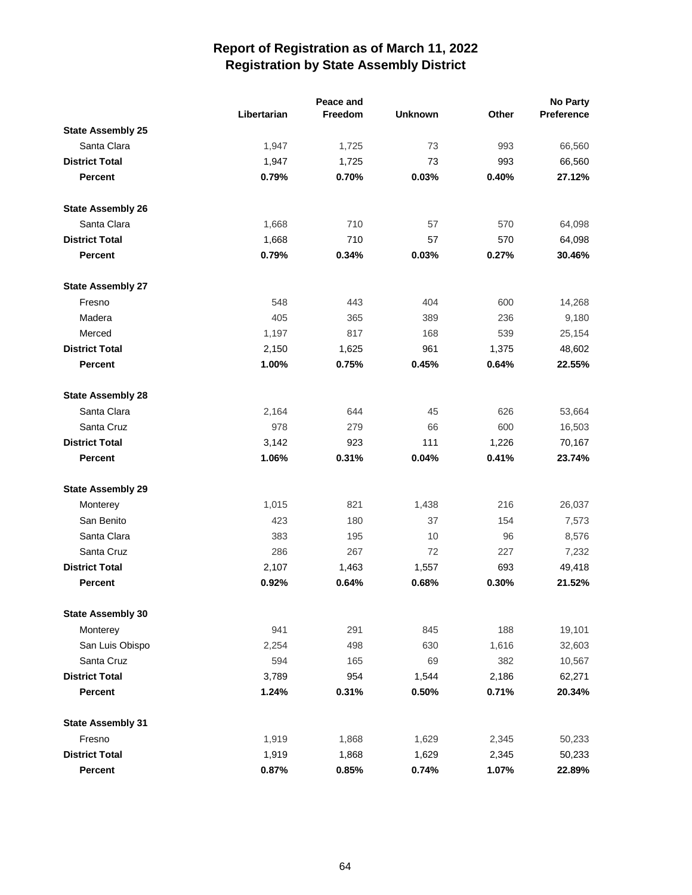# Report of Registration as of March 11, 2022
## Registration by State Assembly District

| | Libertarian | Peace and Freedom | Unknown | Other | No Party Preference |
|---|---|---|---|---|---|
| **State Assembly 25** | | | | | |
| Santa Clara | 1,947 | 1,725 | 73 | 993 | 66,560 |
| **District Total** | 1,947 | 1,725 | 73 | 993 | 66,560 |
| **Percent** | **0.79%** | **0.70%** | **0.03%** | **0.40%** | **27.12%** |
| **State Assembly 26** | | | | | |
| Santa Clara | 1,668 | 710 | 57 | 570 | 64,098 |
| **District Total** | 1,668 | 710 | 57 | 570 | 64,098 |
| **Percent** | **0.79%** | **0.34%** | **0.03%** | **0.27%** | **30.46%** |
| **State Assembly 27** | | | | | |
| Fresno | 548 | 443 | 404 | 600 | 14,268 |
| Madera | 405 | 365 | 389 | 236 | 9,180 |
| Merced | 1,197 | 817 | 168 | 539 | 25,154 |
| **District Total** | 2,150 | 1,625 | 961 | 1,375 | 48,602 |
| **Percent** | **1.00%** | **0.75%** | **0.45%** | **0.64%** | **22.55%** |
| **State Assembly 28** | | | | | |
| Santa Clara | 2,164 | 644 | 45 | 626 | 53,664 |
| Santa Cruz | 978 | 279 | 66 | 600 | 16,503 |
| **District Total** | 3,142 | 923 | 111 | 1,226 | 70,167 |
| **Percent** | **1.06%** | **0.31%** | **0.04%** | **0.41%** | **23.74%** |
| **State Assembly 29** | | | | | |
| Monterey | 1,015 | 821 | 1,438 | 216 | 26,037 |
| San Benito | 423 | 180 | 37 | 154 | 7,573 |
| Santa Clara | 383 | 195 | 10 | 96 | 8,576 |
| Santa Cruz | 286 | 267 | 72 | 227 | 7,232 |
| **District Total** | 2,107 | 1,463 | 1,557 | 693 | 49,418 |
| **Percent** | **0.92%** | **0.64%** | **0.68%** | **0.30%** | **21.52%** |
| **State Assembly 30** | | | | | |
| Monterey | 941 | 291 | 845 | 188 | 19,101 |
| San Luis Obispo | 2,254 | 498 | 630 | 1,616 | 32,603 |
| Santa Cruz | 594 | 165 | 69 | 382 | 10,567 |
| **District Total** | 3,789 | 954 | 1,544 | 2,186 | 62,271 |
| **Percent** | **1.24%** | **0.31%** | **0.50%** | **0.71%** | **20.34%** |
| **State Assembly 31** | | | | | |
| Fresno | 1,919 | 1,868 | 1,629 | 2,345 | 50,233 |
| **District Total** | 1,919 | 1,868 | 1,629 | 2,345 | 50,233 |
| **Percent** | **0.87%** | **0.85%** | **0.74%** | **1.07%** | **22.89%** |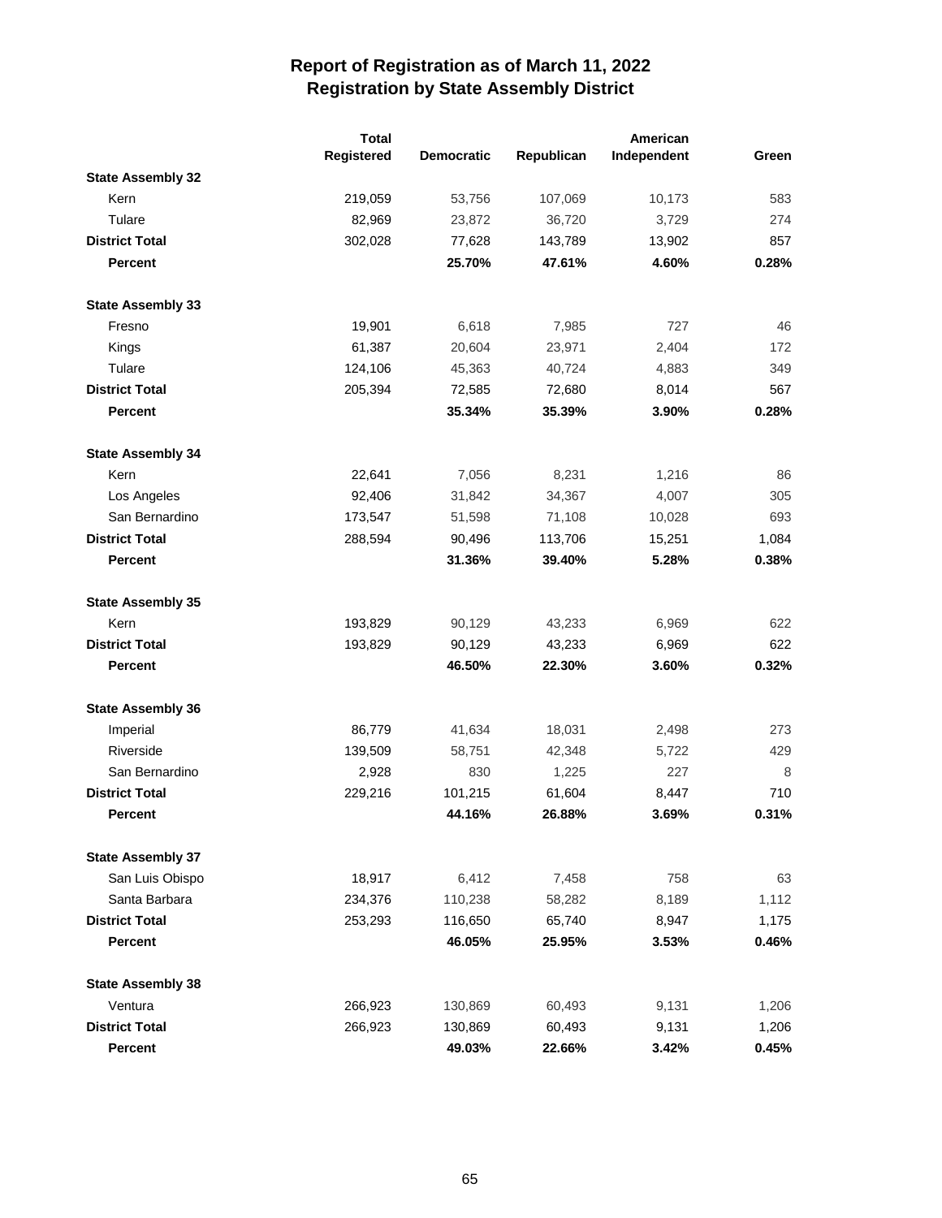# Report of Registration as of March 11, 2022
## Registration by State Assembly District

| | Total Registered | Democratic | Republican | American Independent | Green |
|---|---|---|---|---|---|
| **State Assembly 32** | | | | | |
| Kern | 219,059 | 53,756 | 107,069 | 10,173 | 583 |
| Tulare | 82,969 | 23,872 | 36,720 | 3,729 | 274 |
| **District Total** | 302,028 | 77,628 | 143,789 | 13,902 | 857 |
| **Percent** | | **25.70%** | **47.61%** | **4.60%** | **0.28%** |
| **State Assembly 33** | | | | | |
| Fresno | 19,901 | 6,618 | 7,985 | 727 | 46 |
| Kings | 61,387 | 20,604 | 23,971 | 2,404 | 172 |
| Tulare | 124,106 | 45,363 | 40,724 | 4,883 | 349 |
| **District Total** | 205,394 | 72,585 | 72,680 | 8,014 | 567 |
| **Percent** | | **35.34%** | **35.39%** | **3.90%** | **0.28%** |
| **State Assembly 34** | | | | | |
| Kern | 22,641 | 7,056 | 8,231 | 1,216 | 86 |
| Los Angeles | 92,406 | 31,842 | 34,367 | 4,007 | 305 |
| San Bernardino | 173,547 | 51,598 | 71,108 | 10,028 | 693 |
| **District Total** | 288,594 | 90,496 | 113,706 | 15,251 | 1,084 |
| **Percent** | | **31.36%** | **39.40%** | **5.28%** | **0.38%** |
| **State Assembly 35** | | | | | |
| Kern | 193,829 | 90,129 | 43,233 | 6,969 | 622 |
| **District Total** | 193,829 | 90,129 | 43,233 | 6,969 | 622 |
| **Percent** | | **46.50%** | **22.30%** | **3.60%** | **0.32%** |
| **State Assembly 36** | | | | | |
| Imperial | 86,779 | 41,634 | 18,031 | 2,498 | 273 |
| Riverside | 139,509 | 58,751 | 42,348 | 5,722 | 429 |
| San Bernardino | 2,928 | 830 | 1,225 | 227 | 8 |
| **District Total** | 229,216 | 101,215 | 61,604 | 8,447 | 710 |
| **Percent** | | **44.16%** | **26.88%** | **3.69%** | **0.31%** |
| **State Assembly 37** | | | | | |
| San Luis Obispo | 18,917 | 6,412 | 7,458 | 758 | 63 |
| Santa Barbara | 234,376 | 110,238 | 58,282 | 8,189 | 1,112 |
| **District Total** | 253,293 | 116,650 | 65,740 | 8,947 | 1,175 |
| **Percent** | | **46.05%** | **25.95%** | **3.53%** | **0.46%** |
| **State Assembly 38** | | | | | |
| Ventura | 266,923 | 130,869 | 60,493 | 9,131 | 1,206 |
| **District Total** | 266,923 | 130,869 | 60,493 | 9,131 | 1,206 |
| **Percent** | | **49.03%** | **22.66%** | **3.42%** | **0.45%** |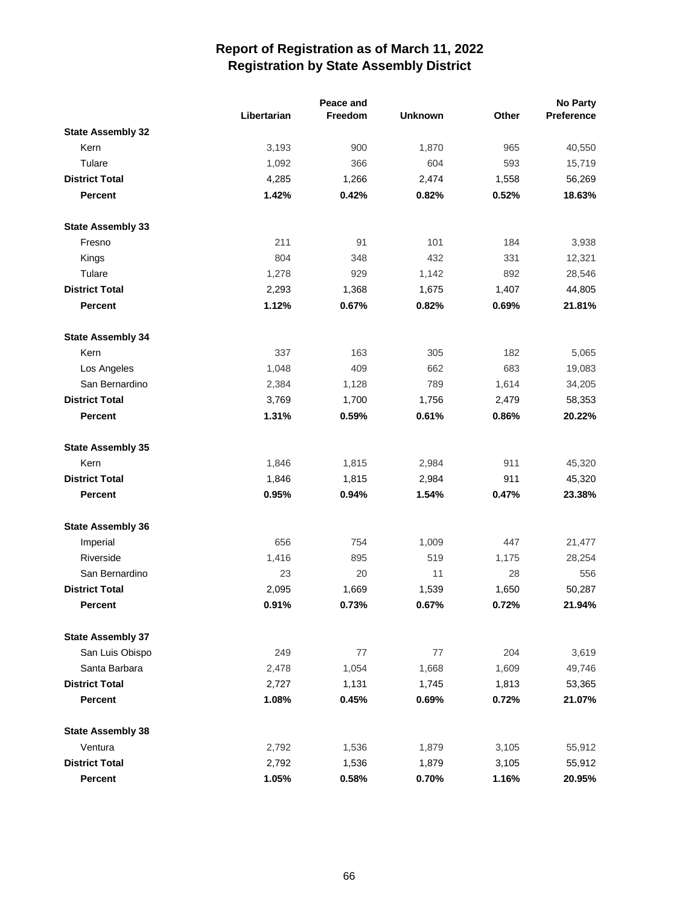# Report of Registration as of March 11, 2022
## Registration by State Assembly District

| | Libertarian | Peace and Freedom | Unknown | Other | No Party Preference |
|---|---|---|---|---|---|
| **State Assembly 32** | | | | | |
| Kern | 3,193 | 900 | 1,870 | 965 | 40,550 |
| Tulare | 1,092 | 366 | 604 | 593 | 15,719 |
| **District Total** | 4,285 | 1,266 | 2,474 | 1,558 | 56,269 |
| **Percent** | **1.42%** | **0.42%** | **0.82%** | **0.52%** | **18.63%** |
| **State Assembly 33** | | | | | |
| Fresno | 211 | 91 | 101 | 184 | 3,938 |
| Kings | 804 | 348 | 432 | 331 | 12,321 |
| Tulare | 1,278 | 929 | 1,142 | 892 | 28,546 |
| **District Total** | 2,293 | 1,368 | 1,675 | 1,407 | 44,805 |
| **Percent** | **1.12%** | **0.67%** | **0.82%** | **0.69%** | **21.81%** |
| **State Assembly 34** | | | | | |
| Kern | 337 | 163 | 305 | 182 | 5,065 |
| Los Angeles | 1,048 | 409 | 662 | 683 | 19,083 |
| San Bernardino | 2,384 | 1,128 | 789 | 1,614 | 34,205 |
| **District Total** | 3,769 | 1,700 | 1,756 | 2,479 | 58,353 |
| **Percent** | **1.31%** | **0.59%** | **0.61%** | **0.86%** | **20.22%** |
| **State Assembly 35** | | | | | |
| Kern | 1,846 | 1,815 | 2,984 | 911 | 45,320 |
| **District Total** | 1,846 | 1,815 | 2,984 | 911 | 45,320 |
| **Percent** | **0.95%** | **0.94%** | **1.54%** | **0.47%** | **23.38%** |
| **State Assembly 36** | | | | | |
| Imperial | 656 | 754 | 1,009 | 447 | 21,477 |
| Riverside | 1,416 | 895 | 519 | 1,175 | 28,254 |
| San Bernardino | 23 | 20 | 11 | 28 | 556 |
| **District Total** | 2,095 | 1,669 | 1,539 | 1,650 | 50,287 |
| **Percent** | **0.91%** | **0.73%** | **0.67%** | **0.72%** | **21.94%** |
| **State Assembly 37** | | | | | |
| San Luis Obispo | 249 | 77 | 77 | 204 | 3,619 |
| Santa Barbara | 2,478 | 1,054 | 1,668 | 1,609 | 49,746 |
| **District Total** | 2,727 | 1,131 | 1,745 | 1,813 | 53,365 |
| **Percent** | **1.08%** | **0.45%** | **0.69%** | **0.72%** | **21.07%** |
| **State Assembly 38** | | | | | |
| Ventura | 2,792 | 1,536 | 1,879 | 3,105 | 55,912 |
| **District Total** | 2,792 | 1,536 | 1,879 | 3,105 | 55,912 |
| **Percent** | **1.05%** | **0.58%** | **0.70%** | **1.16%** | **20.95%** |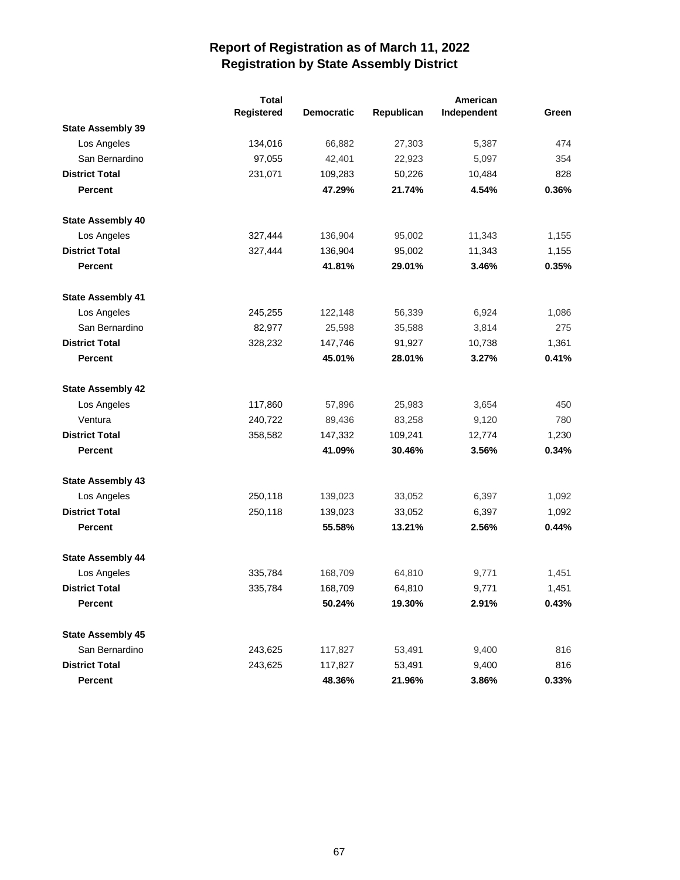# Report of Registration as of March 11, 2022
## Registration by State Assembly District

| | Total Registered | Democratic | Republican | American Independent | Green |
|---|---|---|---|---|---|
| **State Assembly 39** | | | | | |
| Los Angeles | 134,016 | 66,882 | 27,303 | 5,387 | 474 |
| San Bernardino | 97,055 | 42,401 | 22,923 | 5,097 | 354 |
| **District Total** | 231,071 | 109,283 | 50,226 | 10,484 | 828 |
| **Percent** | | **47.29%** | **21.74%** | **4.54%** | **0.36%** |
| **State Assembly 40** | | | | | |
| Los Angeles | 327,444 | 136,904 | 95,002 | 11,343 | 1,155 |
| **District Total** | 327,444 | 136,904 | 95,002 | 11,343 | 1,155 |
| **Percent** | | **41.81%** | **29.01%** | **3.46%** | **0.35%** |
| **State Assembly 41** | | | | | |
| Los Angeles | 245,255 | 122,148 | 56,339 | 6,924 | 1,086 |
| San Bernardino | 82,977 | 25,598 | 35,588 | 3,814 | 275 |
| **District Total** | 328,232 | 147,746 | 91,927 | 10,738 | 1,361 |
| **Percent** | | **45.01%** | **28.01%** | **3.27%** | **0.41%** |
| **State Assembly 42** | | | | | |
| Los Angeles | 117,860 | 57,896 | 25,983 | 3,654 | 450 |
| Ventura | 240,722 | 89,436 | 83,258 | 9,120 | 780 |
| **District Total** | 358,582 | 147,332 | 109,241 | 12,774 | 1,230 |
| **Percent** | | **41.09%** | **30.46%** | **3.56%** | **0.34%** |
| **State Assembly 43** | | | | | |
| Los Angeles | 250,118 | 139,023 | 33,052 | 6,397 | 1,092 |
| **District Total** | 250,118 | 139,023 | 33,052 | 6,397 | 1,092 |
| **Percent** | | **55.58%** | **13.21%** | **2.56%** | **0.44%** |
| **State Assembly 44** | | | | | |
| Los Angeles | 335,784 | 168,709 | 64,810 | 9,771 | 1,451 |
| **District Total** | 335,784 | 168,709 | 64,810 | 9,771 | 1,451 |
| **Percent** | | **50.24%** | **19.30%** | **2.91%** | **0.43%** |
| **State Assembly 45** | | | | | |
| San Bernardino | 243,625 | 117,827 | 53,491 | 9,400 | 816 |
| **District Total** | 243,625 | 117,827 | 53,491 | 9,400 | 816 |
| **Percent** | | **48.36%** | **21.96%** | **3.86%** | **0.33%** |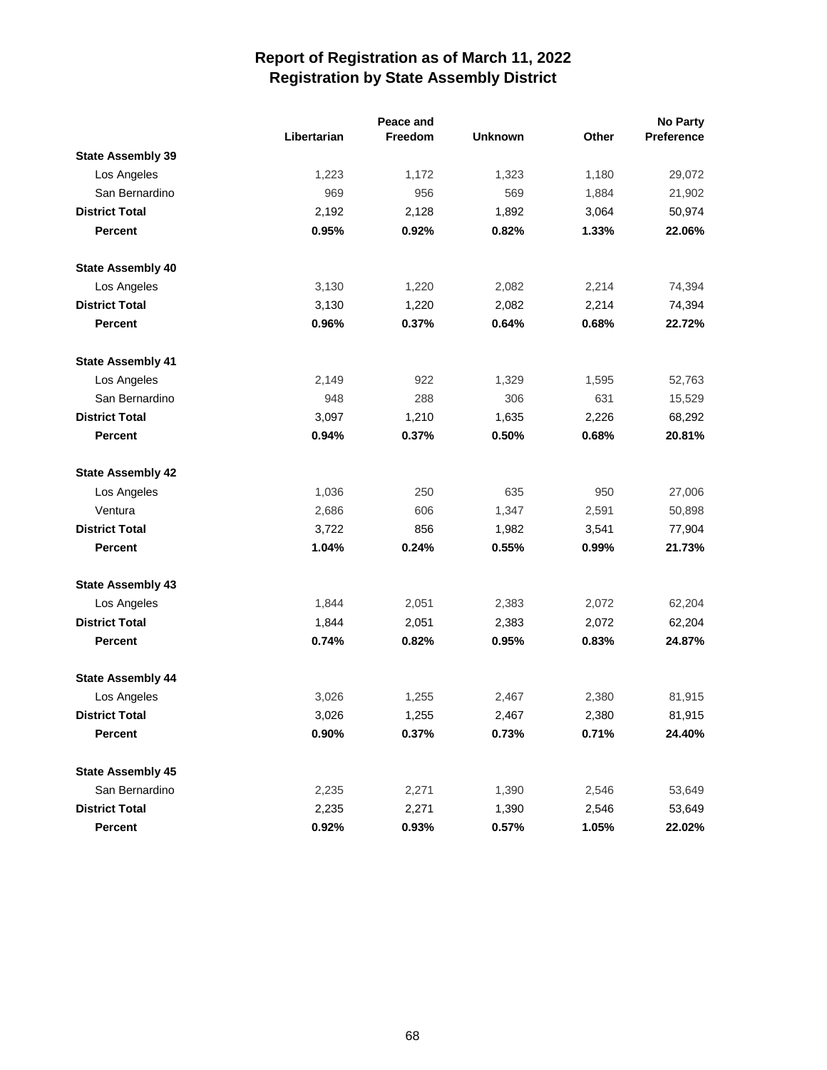# Report of Registration as of March 11, 2022
## Registration by State Assembly District

| | Libertarian | Peace and Freedom | Unknown | Other | No Party Preference |
|---|---|---|---|---|---|
| **State Assembly 39** | | | | | |
| Los Angeles | 1,223 | 1,172 | 1,323 | 1,180 | 29,072 |
| San Bernardino | 969 | 956 | 569 | 1,884 | 21,902 |
| **District Total** | 2,192 | 2,128 | 1,892 | 3,064 | 50,974 |
| **Percent** | **0.95%** | **0.92%** | **0.82%** | **1.33%** | **22.06%** |
| **State Assembly 40** | | | | | |
| Los Angeles | 3,130 | 1,220 | 2,082 | 2,214 | 74,394 |
| **District Total** | 3,130 | 1,220 | 2,082 | 2,214 | 74,394 |
| **Percent** | **0.96%** | **0.37%** | **0.64%** | **0.68%** | **22.72%** |
| **State Assembly 41** | | | | | |
| Los Angeles | 2,149 | 922 | 1,329 | 1,595 | 52,763 |
| San Bernardino | 948 | 288 | 306 | 631 | 15,529 |
| **District Total** | 3,097 | 1,210 | 1,635 | 2,226 | 68,292 |
| **Percent** | **0.94%** | **0.37%** | **0.50%** | **0.68%** | **20.81%** |
| **State Assembly 42** | | | | | |
| Los Angeles | 1,036 | 250 | 635 | 950 | 27,006 |
| Ventura | 2,686 | 606 | 1,347 | 2,591 | 50,898 |
| **District Total** | 3,722 | 856 | 1,982 | 3,541 | 77,904 |
| **Percent** | **1.04%** | **0.24%** | **0.55%** | **0.99%** | **21.73%** |
| **State Assembly 43** | | | | | |
| Los Angeles | 1,844 | 2,051 | 2,383 | 2,072 | 62,204 |
| **District Total** | 1,844 | 2,051 | 2,383 | 2,072 | 62,204 |
| **Percent** | **0.74%** | **0.82%** | **0.95%** | **0.83%** | **24.87%** |
| **State Assembly 44** | | | | | |
| Los Angeles | 3,026 | 1,255 | 2,467 | 2,380 | 81,915 |
| **District Total** | 3,026 | 1,255 | 2,467 | 2,380 | 81,915 |
| **Percent** | **0.90%** | **0.37%** | **0.73%** | **0.71%** | **24.40%** |
| **State Assembly 45** | | | | | |
| San Bernardino | 2,235 | 2,271 | 1,390 | 2,546 | 53,649 |
| **District Total** | 2,235 | 2,271 | 1,390 | 2,546 | 53,649 |
| **Percent** | **0.92%** | **0.93%** | **0.57%** | **1.05%** | **22.02%** |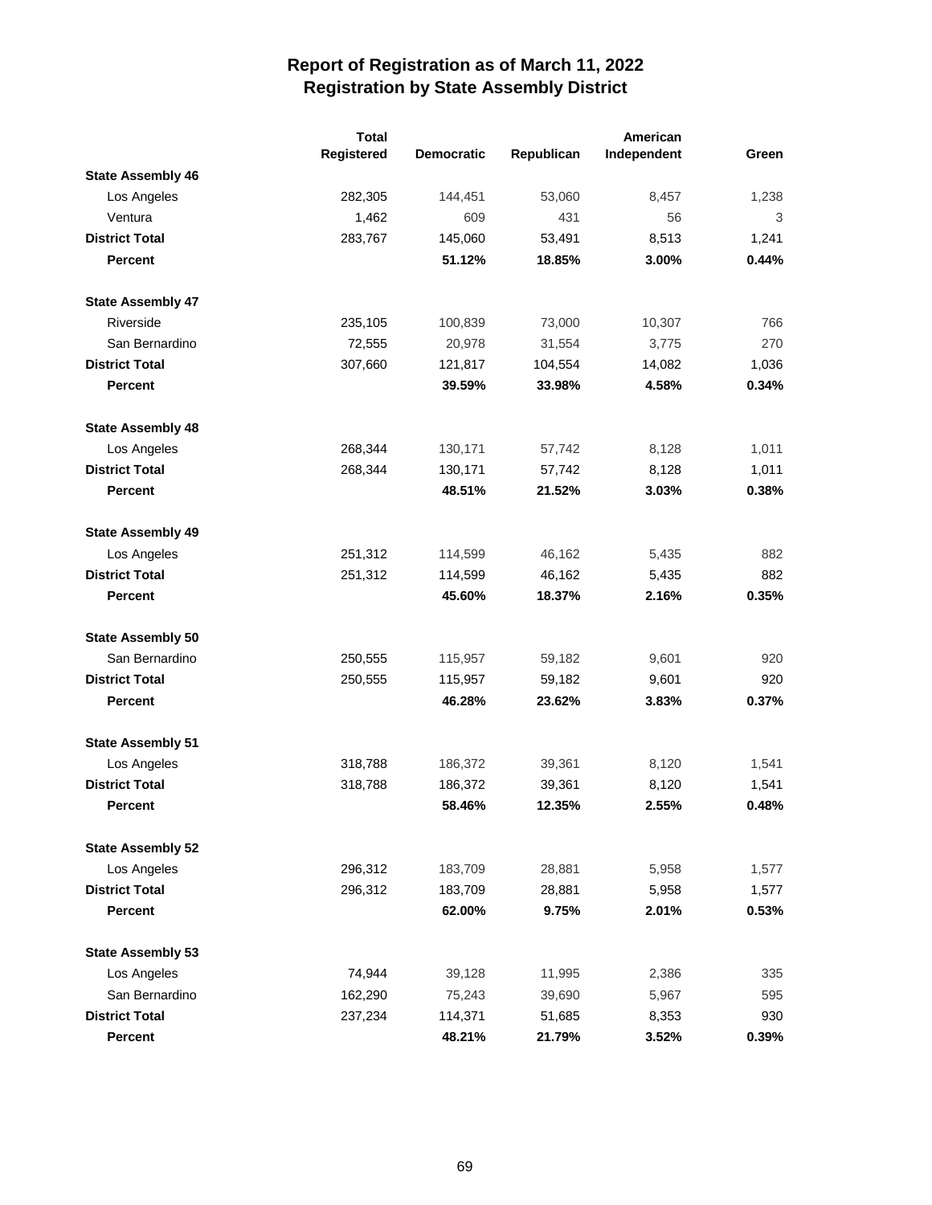# Report of Registration as of March 11, 2022
## Registration by State Assembly District

| | Total Registered | Democratic | Republican | American Independent | Green |
|---|---|---|---|---|---|
| **State Assembly 46** | | | | | |
| Los Angeles | 282,305 | 144,451 | 53,060 | 8,457 | 1,238 |
| Ventura | 1,462 | 609 | 431 | 56 | 3 |
| **District Total** | 283,767 | 145,060 | 53,491 | 8,513 | 1,241 |
| **Percent** | | **51.12%** | **18.85%** | **3.00%** | **0.44%** |
| **State Assembly 47** | | | | | |
| Riverside | 235,105 | 100,839 | 73,000 | 10,307 | 766 |
| San Bernardino | 72,555 | 20,978 | 31,554 | 3,775 | 270 |
| **District Total** | 307,660 | 121,817 | 104,554 | 14,082 | 1,036 |
| **Percent** | | **39.59%** | **33.98%** | **4.58%** | **0.34%** |
| **State Assembly 48** | | | | | |
| Los Angeles | 268,344 | 130,171 | 57,742 | 8,128 | 1,011 |
| **District Total** | 268,344 | 130,171 | 57,742 | 8,128 | 1,011 |
| **Percent** | | **48.51%** | **21.52%** | **3.03%** | **0.38%** |
| **State Assembly 49** | | | | | |
| Los Angeles | 251,312 | 114,599 | 46,162 | 5,435 | 882 |
| **District Total** | 251,312 | 114,599 | 46,162 | 5,435 | 882 |
| **Percent** | | **45.60%** | **18.37%** | **2.16%** | **0.35%** |
| **State Assembly 50** | | | | | |
| San Bernardino | 250,555 | 115,957 | 59,182 | 9,601 | 920 |
| **District Total** | 250,555 | 115,957 | 59,182 | 9,601 | 920 |
| **Percent** | | **46.28%** | **23.62%** | **3.83%** | **0.37%** |
| **State Assembly 51** | | | | | |
| Los Angeles | 318,788 | 186,372 | 39,361 | 8,120 | 1,541 |
| **District Total** | 318,788 | 186,372 | 39,361 | 8,120 | 1,541 |
| **Percent** | | **58.46%** | **12.35%** | **2.55%** | **0.48%** |
| **State Assembly 52** | | | | | |
| Los Angeles | 296,312 | 183,709 | 28,881 | 5,958 | 1,577 |
| **District Total** | 296,312 | 183,709 | 28,881 | 5,958 | 1,577 |
| **Percent** | | **62.00%** | **9.75%** | **2.01%** | **0.53%** |
| **State Assembly 53** | | | | | |
| Los Angeles | 74,944 | 39,128 | 11,995 | 2,386 | 335 |
| San Bernardino | 162,290 | 75,243 | 39,690 | 5,967 | 595 |
| **District Total** | 237,234 | 114,371 | 51,685 | 8,353 | 930 |
| **Percent** | | **48.21%** | **21.79%** | **3.52%** | **0.39%** |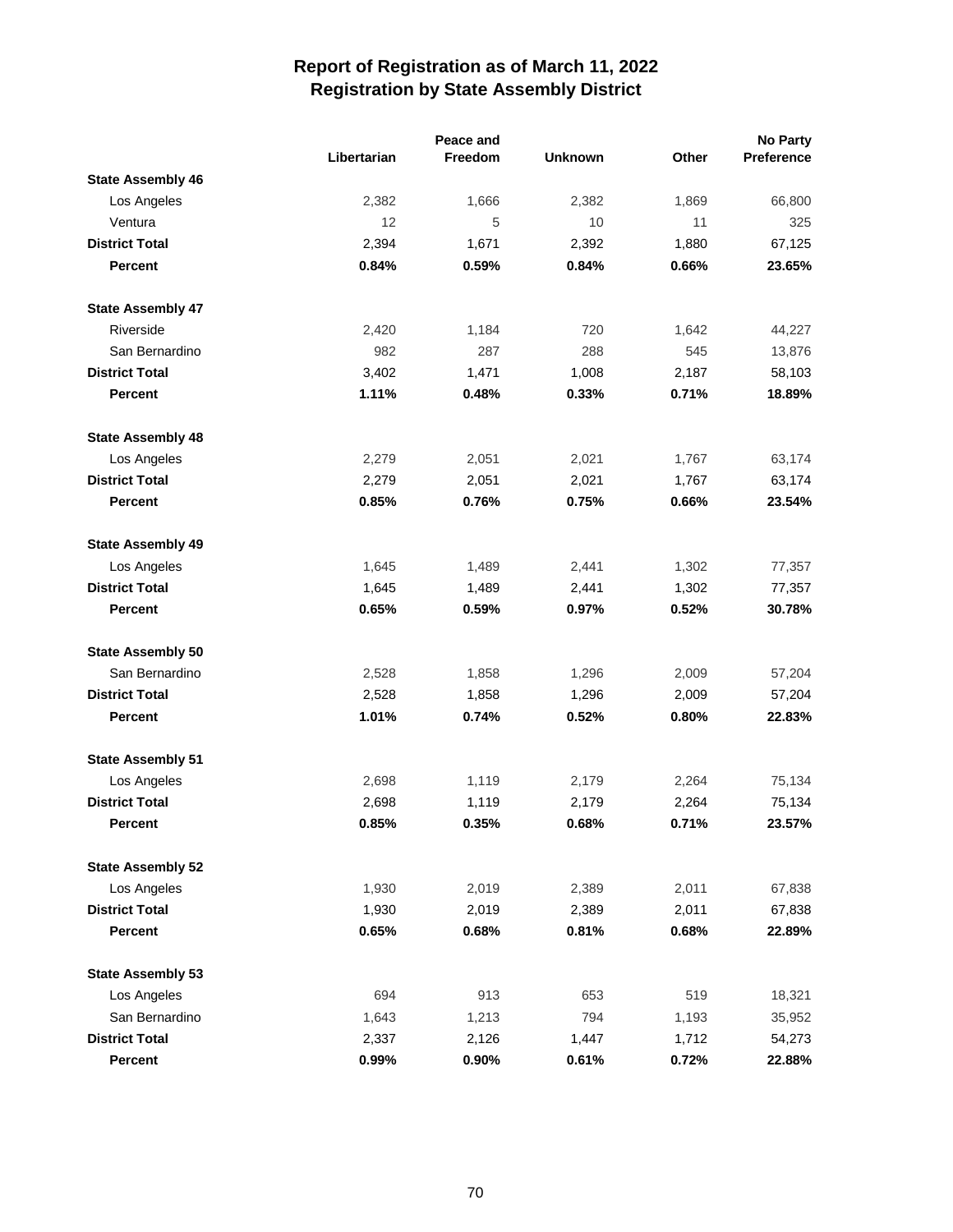# Report of Registration as of March 11, 2022
## Registration by State Assembly District

| | Libertarian | Peace and Freedom | Unknown | Other | No Party Preference |
|---|---|---|---|---|---|
| **State Assembly 46** | | | | | |
| Los Angeles | 2,382 | 1,666 | 2,382 | 1,869 | 66,800 |
| Ventura | 12 | 5 | 10 | 11 | 325 |
| **District Total** | 2,394 | 1,671 | 2,392 | 1,880 | 67,125 |
| **Percent** | **0.84%** | **0.59%** | **0.84%** | **0.66%** | **23.65%** |
| **State Assembly 47** | | | | | |
| Riverside | 2,420 | 1,184 | 720 | 1,642 | 44,227 |
| San Bernardino | 982 | 287 | 288 | 545 | 13,876 |
| **District Total** | 3,402 | 1,471 | 1,008 | 2,187 | 58,103 |
| **Percent** | **1.11%** | **0.48%** | **0.33%** | **0.71%** | **18.89%** |
| **State Assembly 48** | | | | | |
| Los Angeles | 2,279 | 2,051 | 2,021 | 1,767 | 63,174 |
| **District Total** | 2,279 | 2,051 | 2,021 | 1,767 | 63,174 |
| **Percent** | **0.85%** | **0.76%** | **0.75%** | **0.66%** | **23.54%** |
| **State Assembly 49** | | | | | |
| Los Angeles | 1,645 | 1,489 | 2,441 | 1,302 | 77,357 |
| **District Total** | 1,645 | 1,489 | 2,441 | 1,302 | 77,357 |
| **Percent** | **0.65%** | **0.59%** | **0.97%** | **0.52%** | **30.78%** |
| **State Assembly 50** | | | | | |
| San Bernardino | 2,528 | 1,858 | 1,296 | 2,009 | 57,204 |
| **District Total** | 2,528 | 1,858 | 1,296 | 2,009 | 57,204 |
| **Percent** | **1.01%** | **0.74%** | **0.52%** | **0.80%** | **22.83%** |
| **State Assembly 51** | | | | | |
| Los Angeles | 2,698 | 1,119 | 2,179 | 2,264 | 75,134 |
| **District Total** | 2,698 | 1,119 | 2,179 | 2,264 | 75,134 |
| **Percent** | **0.85%** | **0.35%** | **0.68%** | **0.71%** | **23.57%** |
| **State Assembly 52** | | | | | |
| Los Angeles | 1,930 | 2,019 | 2,389 | 2,011 | 67,838 |
| **District Total** | 1,930 | 2,019 | 2,389 | 2,011 | 67,838 |
| **Percent** | **0.65%** | **0.68%** | **0.81%** | **0.68%** | **22.89%** |
| **State Assembly 53** | | | | | |
| Los Angeles | 694 | 913 | 653 | 519 | 18,321 |
| San Bernardino | 1,643 | 1,213 | 794 | 1,193 | 35,952 |
| **District Total** | 2,337 | 2,126 | 1,447 | 1,712 | 54,273 |
| **Percent** | **0.99%** | **0.90%** | **0.61%** | **0.72%** | **22.88%** |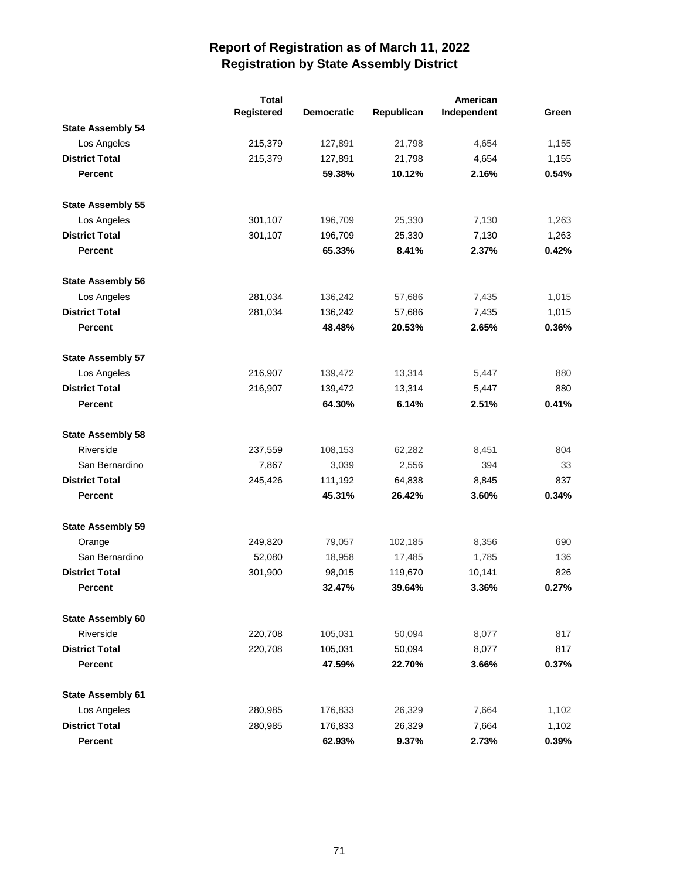# Report of Registration as of March 11, 2022
## Registration by State Assembly District

| | Total Registered | Democratic | Republican | American Independent | Green |
|---|---|---|---|---|---|
| **State Assembly 54** | | | | | |
| Los Angeles | 215,379 | 127,891 | 21,798 | 4,654 | 1,155 |
| **District Total** | 215,379 | 127,891 | 21,798 | 4,654 | 1,155 |
| **Percent** | | **59.38%** | **10.12%** | **2.16%** | **0.54%** |
| **State Assembly 55** | | | | | |
| Los Angeles | 301,107 | 196,709 | 25,330 | 7,130 | 1,263 |
| **District Total** | 301,107 | 196,709 | 25,330 | 7,130 | 1,263 |
| **Percent** | | **65.33%** | **8.41%** | **2.37%** | **0.42%** |
| **State Assembly 56** | | | | | |
| Los Angeles | 281,034 | 136,242 | 57,686 | 7,435 | 1,015 |
| **District Total** | 281,034 | 136,242 | 57,686 | 7,435 | 1,015 |
| **Percent** | | **48.48%** | **20.53%** | **2.65%** | **0.36%** |
| **State Assembly 57** | | | | | |
| Los Angeles | 216,907 | 139,472 | 13,314 | 5,447 | 880 |
| **District Total** | 216,907 | 139,472 | 13,314 | 5,447 | 880 |
| **Percent** | | **64.30%** | **6.14%** | **2.51%** | **0.41%** |
| **State Assembly 58** | | | | | |
| Riverside | 237,559 | 108,153 | 62,282 | 8,451 | 804 |
| San Bernardino | 7,867 | 3,039 | 2,556 | 394 | 33 |
| **District Total** | 245,426 | 111,192 | 64,838 | 8,845 | 837 |
| **Percent** | | **45.31%** | **26.42%** | **3.60%** | **0.34%** |
| **State Assembly 59** | | | | | |
| Orange | 249,820 | 79,057 | 102,185 | 8,356 | 690 |
| San Bernardino | 52,080 | 18,958 | 17,485 | 1,785 | 136 |
| **District Total** | 301,900 | 98,015 | 119,670 | 10,141 | 826 |
| **Percent** | | **32.47%** | **39.64%** | **3.36%** | **0.27%** |
| **State Assembly 60** | | | | | |
| Riverside | 220,708 | 105,031 | 50,094 | 8,077 | 817 |
| **District Total** | 220,708 | 105,031 | 50,094 | 8,077 | 817 |
| **Percent** | | **47.59%** | **22.70%** | **3.66%** | **0.37%** |
| **State Assembly 61** | | | | | |
| Los Angeles | 280,985 | 176,833 | 26,329 | 7,664 | 1,102 |
| **District Total** | 280,985 | 176,833 | 26,329 | 7,664 | 1,102 |
| **Percent** | | **62.93%** | **9.37%** | **2.73%** | **0.39%** |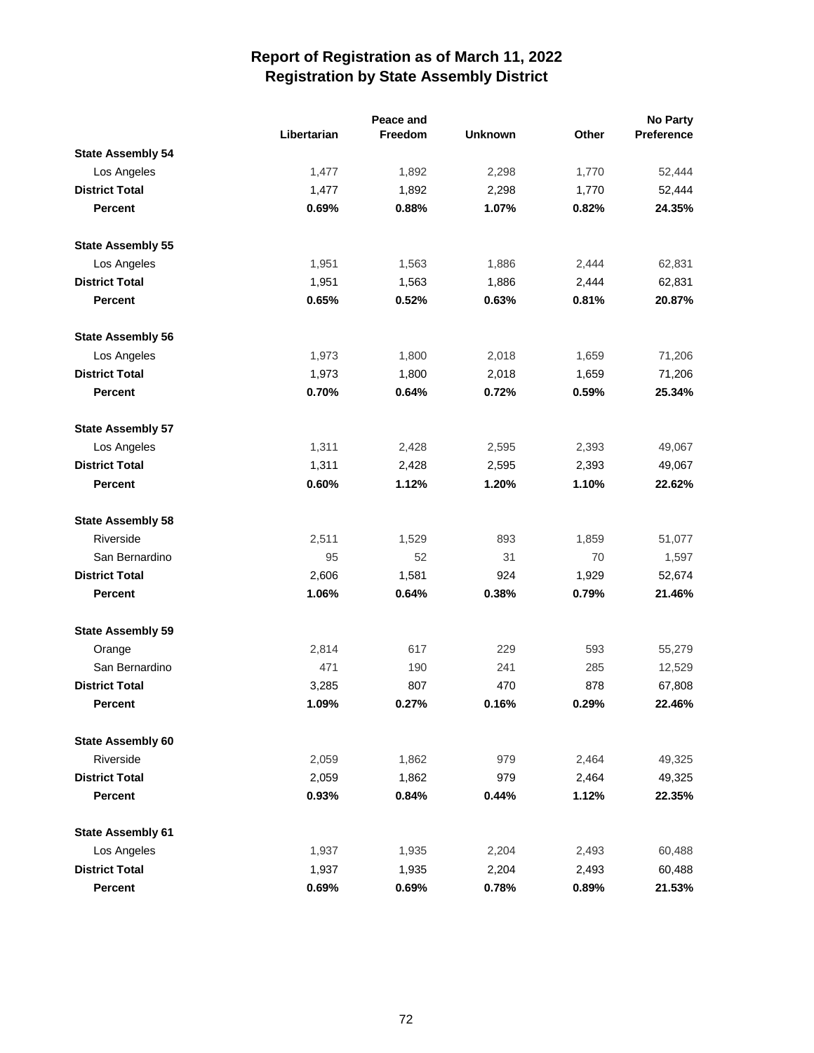# Report of Registration as of March 11, 2022
## Registration by State Assembly District

| | Libertarian | Peace and Freedom | Unknown | Other | No Party Preference |
|---|---|---|---|---|---|
| **State Assembly 54** | | | | | |
| Los Angeles | 1,477 | 1,892 | 2,298 | 1,770 | 52,444 |
| **District Total** | 1,477 | 1,892 | 2,298 | 1,770 | 52,444 |
| **Percent** | **0.69%** | **0.88%** | **1.07%** | **0.82%** | **24.35%** |
| **State Assembly 55** | | | | | |
| Los Angeles | 1,951 | 1,563 | 1,886 | 2,444 | 62,831 |
| **District Total** | 1,951 | 1,563 | 1,886 | 2,444 | 62,831 |
| **Percent** | **0.65%** | **0.52%** | **0.63%** | **0.81%** | **20.87%** |
| **State Assembly 56** | | | | | |
| Los Angeles | 1,973 | 1,800 | 2,018 | 1,659 | 71,206 |
| **District Total** | 1,973 | 1,800 | 2,018 | 1,659 | 71,206 |
| **Percent** | **0.70%** | **0.64%** | **0.72%** | **0.59%** | **25.34%** |
| **State Assembly 57** | | | | | |
| Los Angeles | 1,311 | 2,428 | 2,595 | 2,393 | 49,067 |
| **District Total** | 1,311 | 2,428 | 2,595 | 2,393 | 49,067 |
| **Percent** | **0.60%** | **1.12%** | **1.20%** | **1.10%** | **22.62%** |
| **State Assembly 58** | | | | | |
| Riverside | 2,511 | 1,529 | 893 | 1,859 | 51,077 |
| San Bernardino | 95 | 52 | 31 | 70 | 1,597 |
| **District Total** | 2,606 | 1,581 | 924 | 1,929 | 52,674 |
| **Percent** | **1.06%** | **0.64%** | **0.38%** | **0.79%** | **21.46%** |
| **State Assembly 59** | | | | | |
| Orange | 2,814 | 617 | 229 | 593 | 55,279 |
| San Bernardino | 471 | 190 | 241 | 285 | 12,529 |
| **District Total** | 3,285 | 807 | 470 | 878 | 67,808 |
| **Percent** | **1.09%** | **0.27%** | **0.16%** | **0.29%** | **22.46%** |
| **State Assembly 60** | | | | | |
| Riverside | 2,059 | 1,862 | 979 | 2,464 | 49,325 |
| **District Total** | 2,059 | 1,862 | 979 | 2,464 | 49,325 |
| **Percent** | **0.93%** | **0.84%** | **0.44%** | **1.12%** | **22.35%** |
| **State Assembly 61** | | | | | |
| Los Angeles | 1,937 | 1,935 | 2,204 | 2,493 | 60,488 |
| **District Total** | 1,937 | 1,935 | 2,204 | 2,493 | 60,488 |
| **Percent** | **0.69%** | **0.69%** | **0.78%** | **0.89%** | **21.53%** |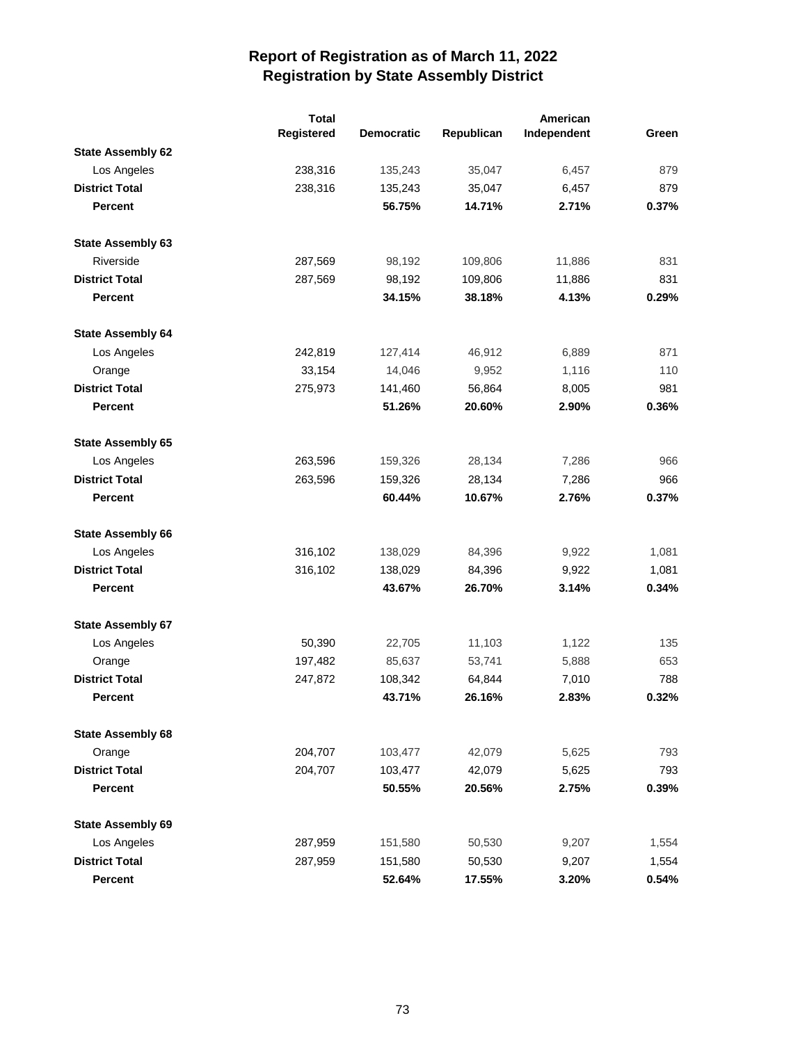# Report of Registration as of March 11, 2022
## Registration by State Assembly District

| | Total Registered | Democratic | Republican | American Independent | Green |
|---|---|---|---|---|---|
| **State Assembly 62** | | | | | |
| Los Angeles | 238,316 | 135,243 | 35,047 | 6,457 | 879 |
| **District Total** | 238,316 | 135,243 | 35,047 | 6,457 | 879 |
| **Percent** | | **56.75%** | **14.71%** | **2.71%** | **0.37%** |
| **State Assembly 63** | | | | | |
| Riverside | 287,569 | 98,192 | 109,806 | 11,886 | 831 |
| **District Total** | 287,569 | 98,192 | 109,806 | 11,886 | 831 |
| **Percent** | | **34.15%** | **38.18%** | **4.13%** | **0.29%** |
| **State Assembly 64** | | | | | |
| Los Angeles | 242,819 | 127,414 | 46,912 | 6,889 | 871 |
| Orange | 33,154 | 14,046 | 9,952 | 1,116 | 110 |
| **District Total** | 275,973 | 141,460 | 56,864 | 8,005 | 981 |
| **Percent** | | **51.26%** | **20.60%** | **2.90%** | **0.36%** |
| **State Assembly 65** | | | | | |
| Los Angeles | 263,596 | 159,326 | 28,134 | 7,286 | 966 |
| **District Total** | 263,596 | 159,326 | 28,134 | 7,286 | 966 |
| **Percent** | | **60.44%** | **10.67%** | **2.76%** | **0.37%** |
| **State Assembly 66** | | | | | |
| Los Angeles | 316,102 | 138,029 | 84,396 | 9,922 | 1,081 |
| **District Total** | 316,102 | 138,029 | 84,396 | 9,922 | 1,081 |
| **Percent** | | **43.67%** | **26.70%** | **3.14%** | **0.34%** |
| **State Assembly 67** | | | | | |
| Los Angeles | 50,390 | 22,705 | 11,103 | 1,122 | 135 |
| Orange | 197,482 | 85,637 | 53,741 | 5,888 | 653 |
| **District Total** | 247,872 | 108,342 | 64,844 | 7,010 | 788 |
| **Percent** | | **43.71%** | **26.16%** | **2.83%** | **0.32%** |
| **State Assembly 68** | | | | | |
| Orange | 204,707 | 103,477 | 42,079 | 5,625 | 793 |
| **District Total** | 204,707 | 103,477 | 42,079 | 5,625 | 793 |
| **Percent** | | **50.55%** | **20.56%** | **2.75%** | **0.39%** |
| **State Assembly 69** | | | | | |
| Los Angeles | 287,959 | 151,580 | 50,530 | 9,207 | 1,554 |
| **District Total** | 287,959 | 151,580 | 50,530 | 9,207 | 1,554 |
| **Percent** | | **52.64%** | **17.55%** | **3.20%** | **0.54%** |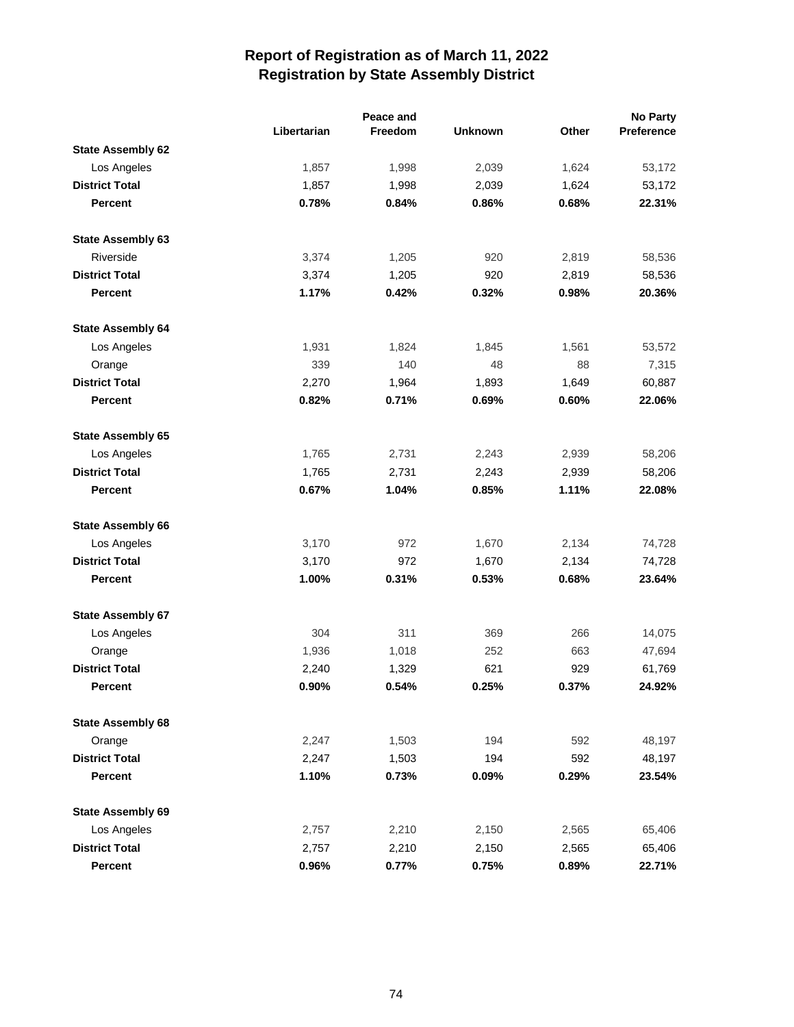# Report of Registration as of March 11, 2022
## Registration by State Assembly District

| | Libertarian | Peace and Freedom | Unknown | Other | No Party Preference |
|---|---|---|---|---|---|
| **State Assembly 62** | | | | | |
| Los Angeles | 1,857 | 1,998 | 2,039 | 1,624 | 53,172 |
| **District Total** | 1,857 | 1,998 | 2,039 | 1,624 | 53,172 |
| **Percent** | **0.78%** | **0.84%** | **0.86%** | **0.68%** | **22.31%** |
| **State Assembly 63** | | | | | |
| Riverside | 3,374 | 1,205 | 920 | 2,819 | 58,536 |
| **District Total** | 3,374 | 1,205 | 920 | 2,819 | 58,536 |
| **Percent** | **1.17%** | **0.42%** | **0.32%** | **0.98%** | **20.36%** |
| **State Assembly 64** | | | | | |
| Los Angeles | 1,931 | 1,824 | 1,845 | 1,561 | 53,572 |
| Orange | 339 | 140 | 48 | 88 | 7,315 |
| **District Total** | 2,270 | 1,964 | 1,893 | 1,649 | 60,887 |
| **Percent** | **0.82%** | **0.71%** | **0.69%** | **0.60%** | **22.06%** |
| **State Assembly 65** | | | | | |
| Los Angeles | 1,765 | 2,731 | 2,243 | 2,939 | 58,206 |
| **District Total** | 1,765 | 2,731 | 2,243 | 2,939 | 58,206 |
| **Percent** | **0.67%** | **1.04%** | **0.85%** | **1.11%** | **22.08%** |
| **State Assembly 66** | | | | | |
| Los Angeles | 3,170 | 972 | 1,670 | 2,134 | 74,728 |
| **District Total** | 3,170 | 972 | 1,670 | 2,134 | 74,728 |
| **Percent** | **1.00%** | **0.31%** | **0.53%** | **0.68%** | **23.64%** |
| **State Assembly 67** | | | | | |
| Los Angeles | 304 | 311 | 369 | 266 | 14,075 |
| Orange | 1,936 | 1,018 | 252 | 663 | 47,694 |
| **District Total** | 2,240 | 1,329 | 621 | 929 | 61,769 |
| **Percent** | **0.90%** | **0.54%** | **0.25%** | **0.37%** | **24.92%** |
| **State Assembly 68** | | | | | |
| Orange | 2,247 | 1,503 | 194 | 592 | 48,197 |
| **District Total** | 2,247 | 1,503 | 194 | 592 | 48,197 |
| **Percent** | **1.10%** | **0.73%** | **0.09%** | **0.29%** | **23.54%** |
| **State Assembly 69** | | | | | |
| Los Angeles | 2,757 | 2,210 | 2,150 | 2,565 | 65,406 |
| **District Total** | 2,757 | 2,210 | 2,150 | 2,565 | 65,406 |
| **Percent** | **0.96%** | **0.77%** | **0.75%** | **0.89%** | **22.71%** |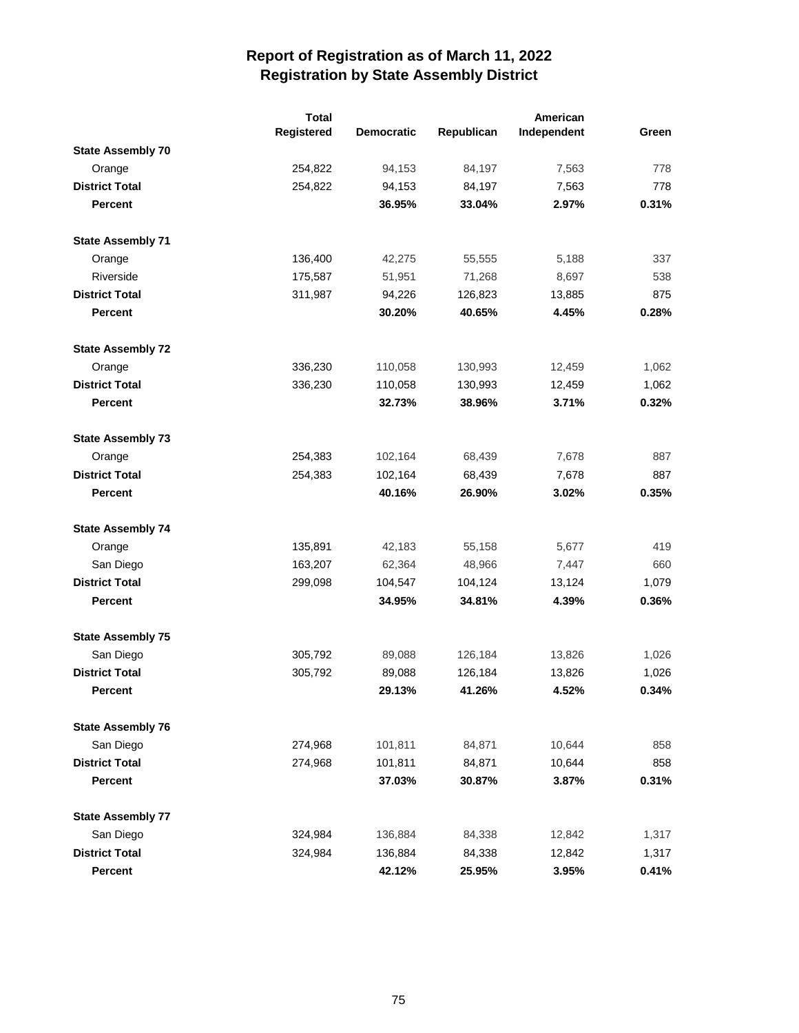# Report of Registration as of March 11, 2022
## Registration by State Assembly District

| | Total Registered | Democratic | Republican | American Independent | Green |
|---|---|---|---|---|---|
| **State Assembly 70** | | | | | |
| Orange | 254,822 | 94,153 | 84,197 | 7,563 | 778 |
| **District Total** | 254,822 | 94,153 | 84,197 | 7,563 | 778 |
| **Percent** | | **36.95%** | **33.04%** | **2.97%** | **0.31%** |
| **State Assembly 71** | | | | | |
| Orange | 136,400 | 42,275 | 55,555 | 5,188 | 337 |
| Riverside | 175,587 | 51,951 | 71,268 | 8,697 | 538 |
| **District Total** | 311,987 | 94,226 | 126,823 | 13,885 | 875 |
| **Percent** | | **30.20%** | **40.65%** | **4.45%** | **0.28%** |
| **State Assembly 72** | | | | | |
| Orange | 336,230 | 110,058 | 130,993 | 12,459 | 1,062 |
| **District Total** | 336,230 | 110,058 | 130,993 | 12,459 | 1,062 |
| **Percent** | | **32.73%** | **38.96%** | **3.71%** | **0.32%** |
| **State Assembly 73** | | | | | |
| Orange | 254,383 | 102,164 | 68,439 | 7,678 | 887 |
| **District Total** | 254,383 | 102,164 | 68,439 | 7,678 | 887 |
| **Percent** | | **40.16%** | **26.90%** | **3.02%** | **0.35%** |
| **State Assembly 74** | | | | | |
| Orange | 135,891 | 42,183 | 55,158 | 5,677 | 419 |
| San Diego | 163,207 | 62,364 | 48,966 | 7,447 | 660 |
| **District Total** | 299,098 | 104,547 | 104,124 | 13,124 | 1,079 |
| **Percent** | | **34.95%** | **34.81%** | **4.39%** | **0.36%** |
| **State Assembly 75** | | | | | |
| San Diego | 305,792 | 89,088 | 126,184 | 13,826 | 1,026 |
| **District Total** | 305,792 | 89,088 | 126,184 | 13,826 | 1,026 |
| **Percent** | | **29.13%** | **41.26%** | **4.52%** | **0.34%** |
| **State Assembly 76** | | | | | |
| San Diego | 274,968 | 101,811 | 84,871 | 10,644 | 858 |
| **District Total** | 274,968 | 101,811 | 84,871 | 10,644 | 858 |
| **Percent** | | **37.03%** | **30.87%** | **3.87%** | **0.31%** |
| **State Assembly 77** | | | | | |
| San Diego | 324,984 | 136,884 | 84,338 | 12,842 | 1,317 |
| **District Total** | 324,984 | 136,884 | 84,338 | 12,842 | 1,317 |
| **Percent** | | **42.12%** | **25.95%** | **3.95%** | **0.41%** |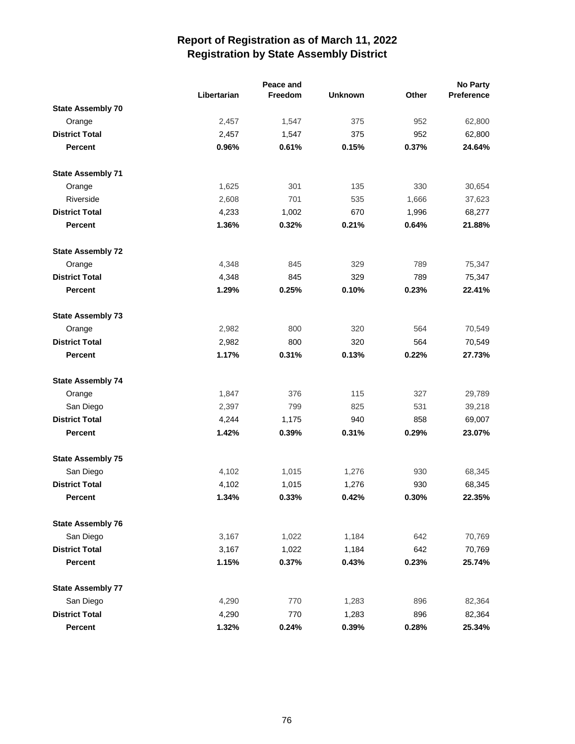# Report of Registration as of March 11, 2022
## Registration by State Assembly District

| | Libertarian | Peace and Freedom | Unknown | Other | No Party Preference |
|---|---|---|---|---|---|
| **State Assembly 70** | | | | | |
| Orange | 2,457 | 1,547 | 375 | 952 | 62,800 |
| **District Total** | 2,457 | 1,547 | 375 | 952 | 62,800 |
| **Percent** | **0.96%** | **0.61%** | **0.15%** | **0.37%** | **24.64%** |
| **State Assembly 71** | | | | | |
| Orange | 1,625 | 301 | 135 | 330 | 30,654 |
| Riverside | 2,608 | 701 | 535 | 1,666 | 37,623 |
| **District Total** | 4,233 | 1,002 | 670 | 1,996 | 68,277 |
| **Percent** | **1.36%** | **0.32%** | **0.21%** | **0.64%** | **21.88%** |
| **State Assembly 72** | | | | | |
| Orange | 4,348 | 845 | 329 | 789 | 75,347 |
| **District Total** | 4,348 | 845 | 329 | 789 | 75,347 |
| **Percent** | **1.29%** | **0.25%** | **0.10%** | **0.23%** | **22.41%** |
| **State Assembly 73** | | | | | |
| Orange | 2,982 | 800 | 320 | 564 | 70,549 |
| **District Total** | 2,982 | 800 | 320 | 564 | 70,549 |
| **Percent** | **1.17%** | **0.31%** | **0.13%** | **0.22%** | **27.73%** |
| **State Assembly 74** | | | | | |
| Orange | 1,847 | 376 | 115 | 327 | 29,789 |
| San Diego | 2,397 | 799 | 825 | 531 | 39,218 |
| **District Total** | 4,244 | 1,175 | 940 | 858 | 69,007 |
| **Percent** | **1.42%** | **0.39%** | **0.31%** | **0.29%** | **23.07%** |
| **State Assembly 75** | | | | | |
| San Diego | 4,102 | 1,015 | 1,276 | 930 | 68,345 |
| **District Total** | 4,102 | 1,015 | 1,276 | 930 | 68,345 |
| **Percent** | **1.34%** | **0.33%** | **0.42%** | **0.30%** | **22.35%** |
| **State Assembly 76** | | | | | |
| San Diego | 3,167 | 1,022 | 1,184 | 642 | 70,769 |
| **District Total** | 3,167 | 1,022 | 1,184 | 642 | 70,769 |
| **Percent** | **1.15%** | **0.37%** | **0.43%** | **0.23%** | **25.74%** |
| **State Assembly 77** | | | | | |
| San Diego | 4,290 | 770 | 1,283 | 896 | 82,364 |
| **District Total** | 4,290 | 770 | 1,283 | 896 | 82,364 |
| **Percent** | **1.32%** | **0.24%** | **0.39%** | **0.28%** | **25.34%** |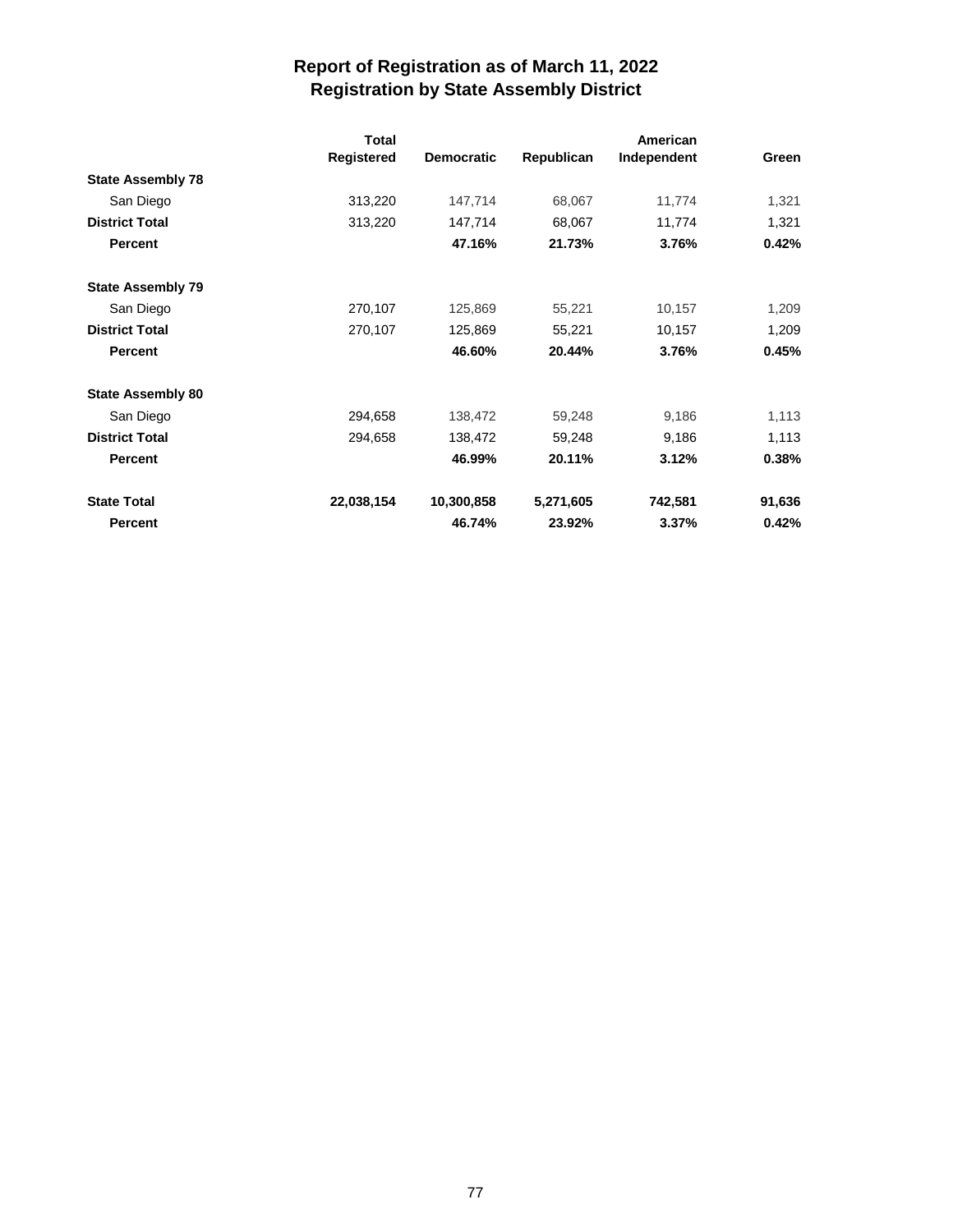# Report of Registration as of March 11, 2022
## Registration by State Assembly District

| | Total Registered | Democratic | Republican | American Independent | Green |
|---|---|---|---|---|---|
| **State Assembly 78** | | | | | |
| San Diego | 313,220 | 147,714 | 68,067 | 11,774 | 1,321 |
| **District Total** | 313,220 | 147,714 | 68,067 | 11,774 | 1,321 |
| **Percent** | | **47.16%** | **21.73%** | **3.76%** | **0.42%** |
| **State Assembly 79** | | | | | |
| San Diego | 270,107 | 125,869 | 55,221 | 10,157 | 1,209 |
| **District Total** | 270,107 | 125,869 | 55,221 | 10,157 | 1,209 |
| **Percent** | | **46.60%** | **20.44%** | **3.76%** | **0.45%** |
| **State Assembly 80** | | | | | |
| San Diego | 294,658 | 138,472 | 59,248 | 9,186 | 1,113 |
| **District Total** | 294,658 | 138,472 | 59,248 | 9,186 | 1,113 |
| **Percent** | | **46.99%** | **20.11%** | **3.12%** | **0.38%** |
| **State Total** | **22,038,154** | **10,300,858** | **5,271,605** | **742,581** | **91,636** |
| **Percent** | | **46.74%** | **23.92%** | **3.37%** | **0.42%** |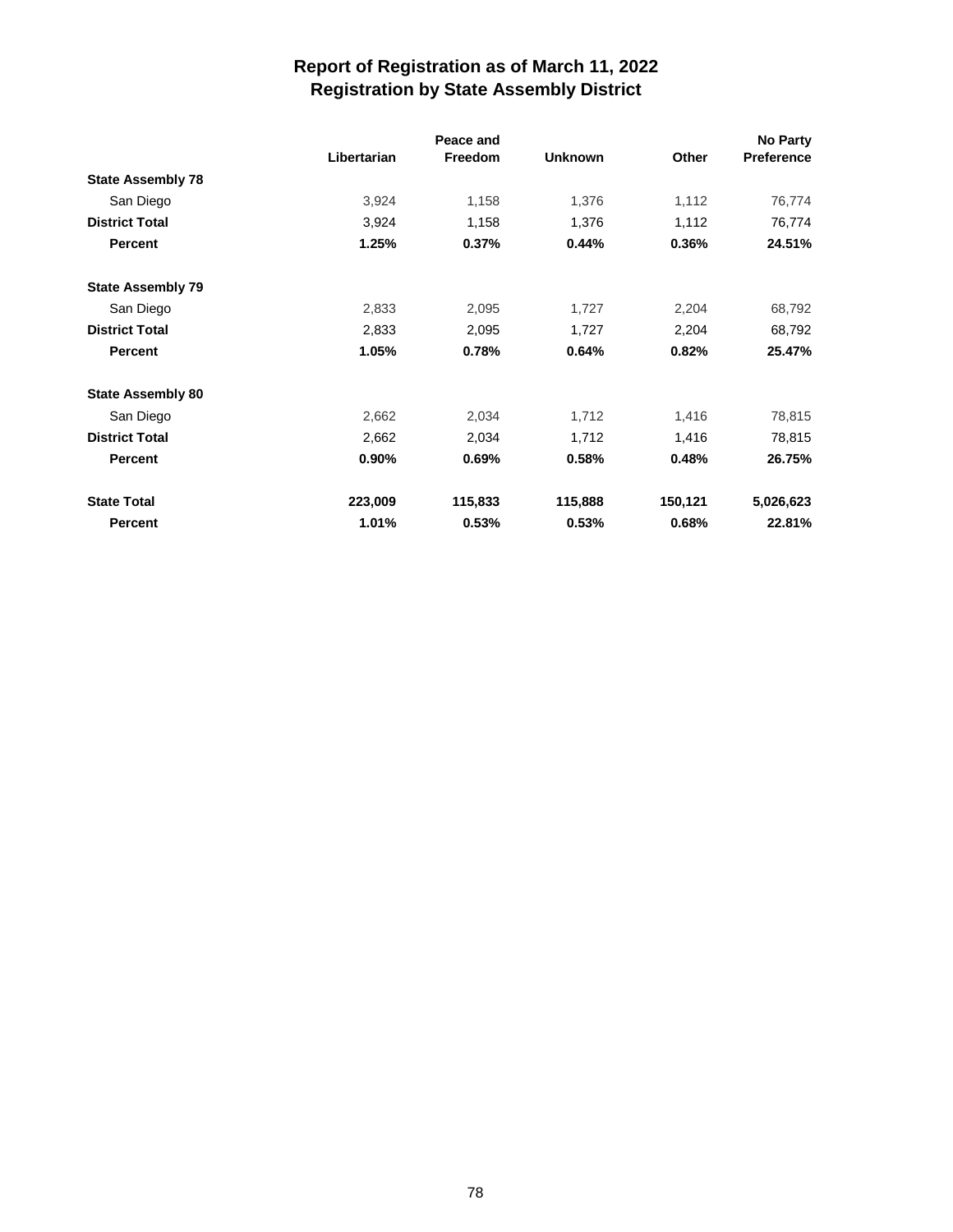# Report of Registration as of March 11, 2022
## Registration by State Assembly District

| | Libertarian | Peace and Freedom | Unknown | Other | No Party Preference |
|---|---|---|---|---|---|
| **State Assembly 78** | | | | | |
| San Diego | 3,924 | 1,158 | 1,376 | 1,112 | 76,774 |
| **District Total** | 3,924 | 1,158 | 1,376 | 1,112 | 76,774 |
| **Percent** | **1.25%** | **0.37%** | **0.44%** | **0.36%** | **24.51%** |
| **State Assembly 79** | | | | | |
| San Diego | 2,833 | 2,095 | 1,727 | 2,204 | 68,792 |
| **District Total** | 2,833 | 2,095 | 1,727 | 2,204 | 68,792 |
| **Percent** | **1.05%** | **0.78%** | **0.64%** | **0.82%** | **25.47%** |
| **State Assembly 80** | | | | | |
| San Diego | 2,662 | 2,034 | 1,712 | 1,416 | 78,815 |
| **District Total** | 2,662 | 2,034 | 1,712 | 1,416 | 78,815 |
| **Percent** | **0.90%** | **0.69%** | **0.58%** | **0.48%** | **26.75%** |
| **State Total** | **223,009** | **115,833** | **115,888** | **150,121** | **5,026,623** |
| **Percent** | **1.01%** | **0.53%** | **0.53%** | **0.68%** | **22.81%** |